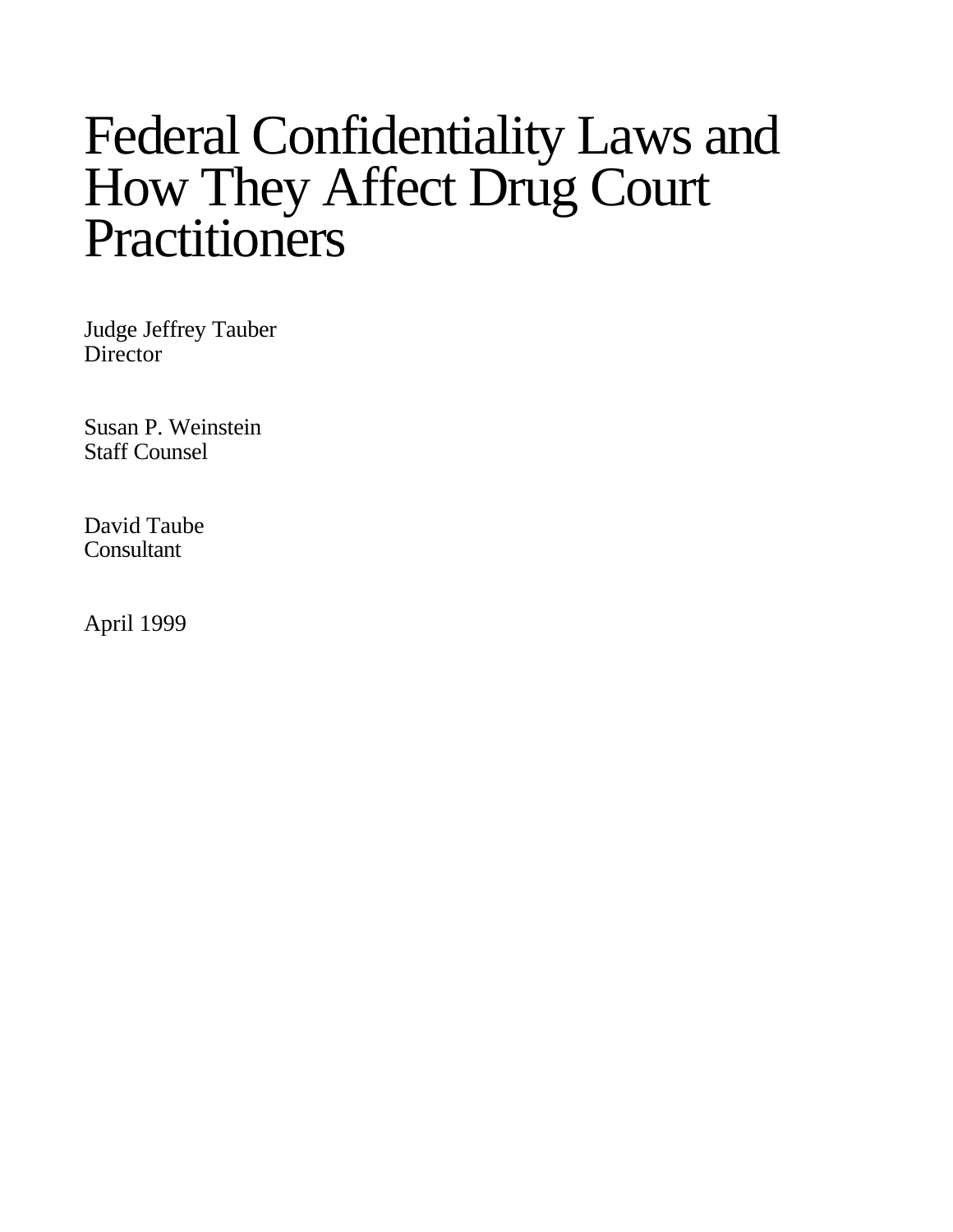# Federal Confidentiality Laws and How They Affect Drug Court Practitioners

Judge Jeffrey Tauber
Director

Susan P. Weinstein
Staff Counsel

David Taube
Consultant

April 1999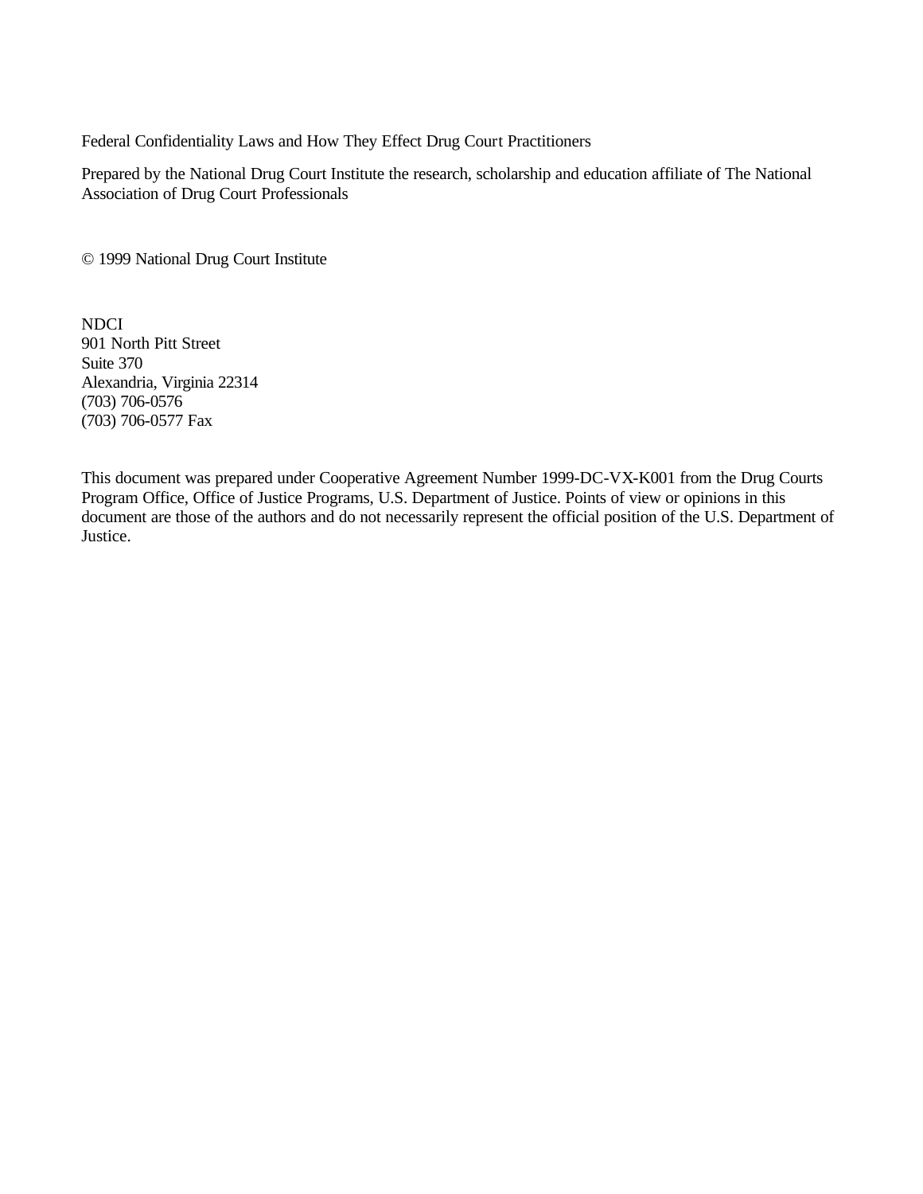Federal Confidentiality Laws and How They Effect Drug Court Practitioners

Prepared by the National Drug Court Institute the research, scholarship and education affiliate of The National Association of Drug Court Professionals

© 1999 National Drug Court Institute

NDCI
901 North Pitt Street
Suite 370
Alexandria, Virginia 22314
(703) 706-0576
(703) 706-0577 Fax

This document was prepared under Cooperative Agreement Number 1999-DC-VX-K001 from the Drug Courts Program Office, Office of Justice Programs, U.S. Department of Justice. Points of view or opinions in this document are those of the authors and do not necessarily represent the official position of the U.S. Department of Justice.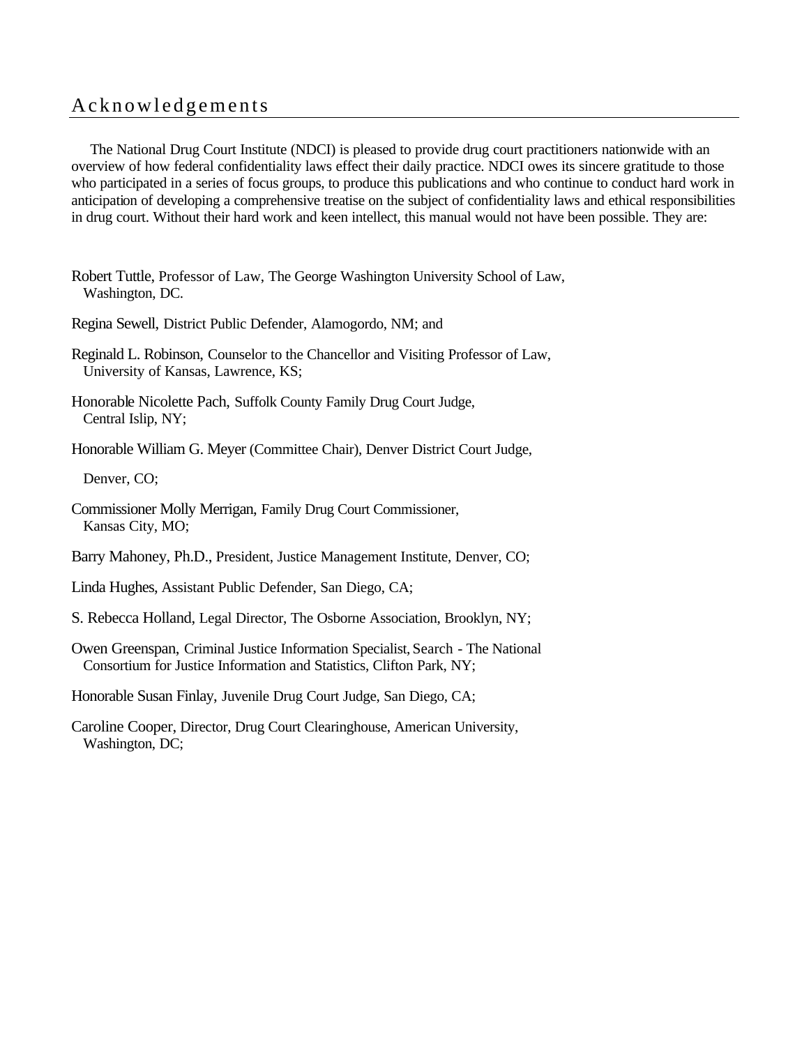# Acknowledgements

The National Drug Court Institute (NDCI) is pleased to provide drug court practitioners nationwide with an overview of how federal confidentiality laws effect their daily practice. NDCI owes its sincere gratitude to those who participated in a series of focus groups, to produce this publications and who continue to conduct hard work in anticipation of developing a comprehensive treatise on the subject of confidentiality laws and ethical responsibilities in drug court. Without their hard work and keen intellect, this manual would not have been possible. They are:

Robert Tuttle, Professor of Law, The George Washington University School of Law, Washington, DC.

Regina Sewell, District Public Defender, Alamogordo, NM; and

Reginald L. Robinson, Counselor to the Chancellor and Visiting Professor of Law, University of Kansas, Lawrence, KS;

Honorable Nicolette Pach, Suffolk County Family Drug Court Judge, Central Islip, NY;

Honorable William G. Meyer (Committee Chair), Denver District Court Judge, Denver, CO;

Commissioner Molly Merrigan, Family Drug Court Commissioner, Kansas City, MO;

Barry Mahoney, Ph.D., President, Justice Management Institute, Denver, CO;

Linda Hughes, Assistant Public Defender, San Diego, CA;

S. Rebecca Holland, Legal Director, The Osborne Association, Brooklyn, NY;

Owen Greenspan, Criminal Justice Information Specialist, Search - The National Consortium for Justice Information and Statistics, Clifton Park, NY;

Honorable Susan Finlay, Juvenile Drug Court Judge, San Diego, CA;

Caroline Cooper, Director, Drug Court Clearinghouse, American University, Washington, DC;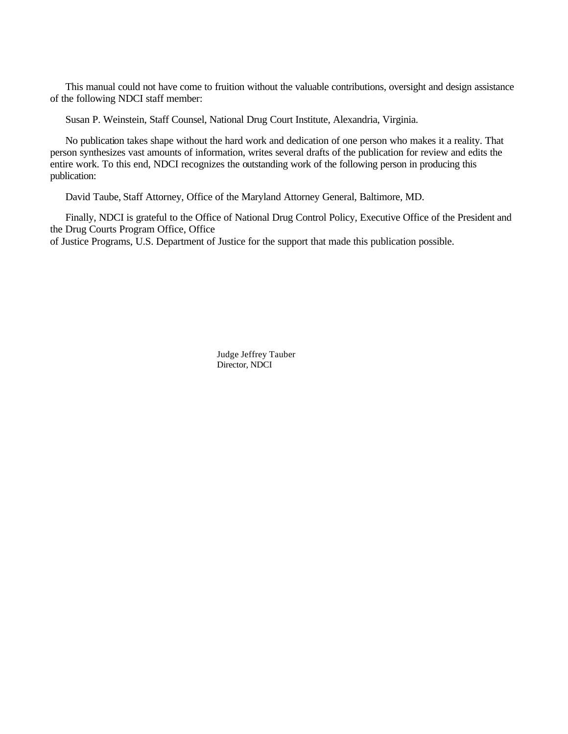This manual could not have come to fruition without the valuable contributions, oversight and design assistance of the following NDCI staff member:

Susan P. Weinstein, Staff Counsel, National Drug Court Institute, Alexandria, Virginia.

No publication takes shape without the hard work and dedication of one person who makes it a reality. That person synthesizes vast amounts of information, writes several drafts of the publication for review and edits the entire work. To this end, NDCI recognizes the outstanding work of the following person in producing this publication:

David Taube, Staff Attorney, Office of the Maryland Attorney General, Baltimore, MD.

Finally, NDCI is grateful to the Office of National Drug Control Policy, Executive Office of the President and the Drug Courts Program Office, Office of Justice Programs, U.S. Department of Justice for the support that made this publication possible.

Judge Jeffrey Tauber
Director, NDCI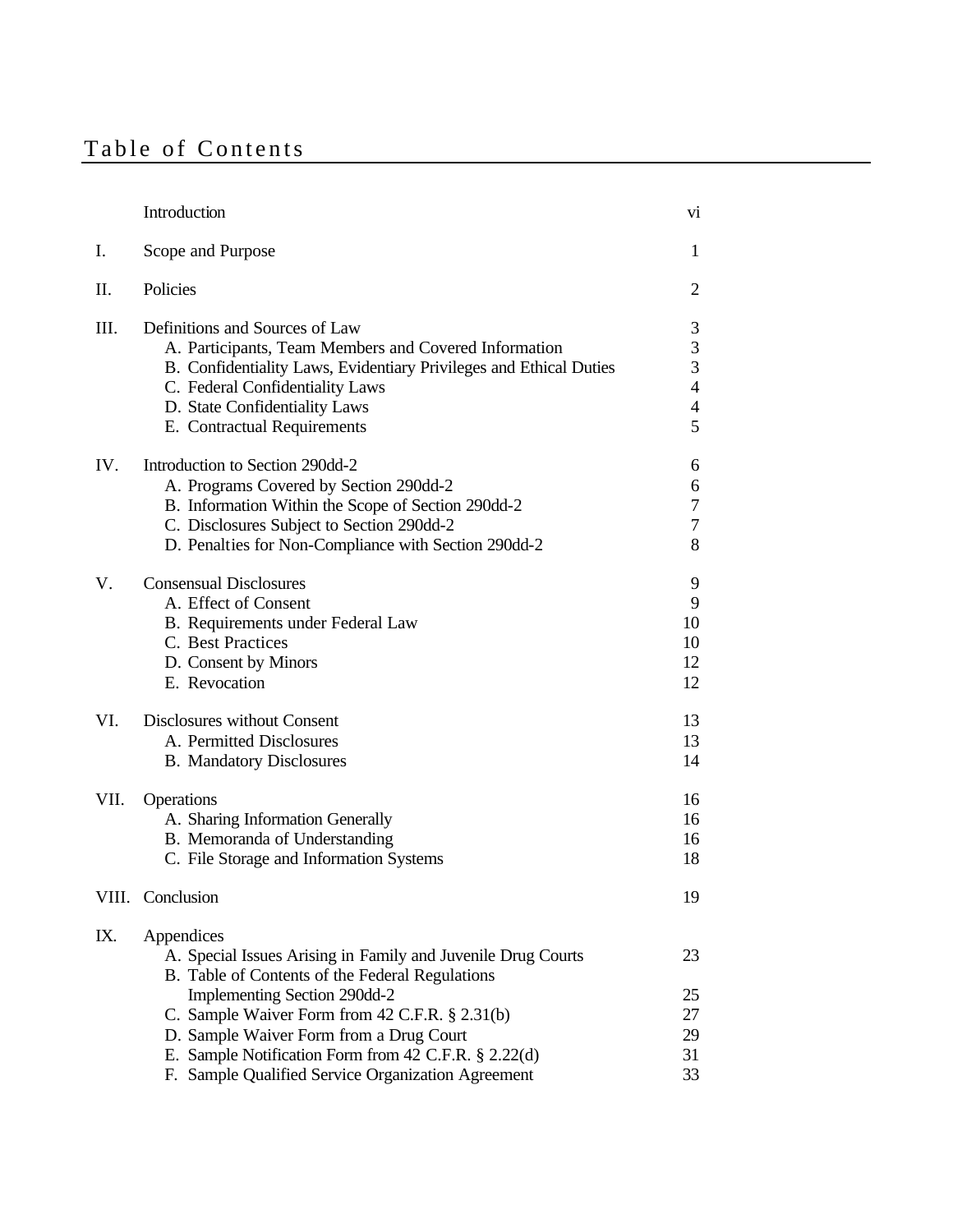# Table of Contents

| | | |
|---|---|---|
| | Introduction | vi |
| I. | Scope and Purpose | 1 |
| II. | Policies | 2 |
| III. | Definitions and Sources of Law | 3 |
| | A. Participants, Team Members and Covered Information | 3 |
| | B. Confidentiality Laws, Evidentiary Privileges and Ethical Duties | 3 |
| | C. Federal Confidentiality Laws | 4 |
| | D. State Confidentiality Laws | 4 |
| | E. Contractual Requirements | 5 |
| IV. | Introduction to Section 290dd-2 | 6 |
| | A. Programs Covered by Section 290dd-2 | 6 |
| | B. Information Within the Scope of Section 290dd-2 | 7 |
| | C. Disclosures Subject to Section 290dd-2 | 7 |
| | D. Penalties for Non-Compliance with Section 290dd-2 | 8 |
| V. | Consensual Disclosures | 9 |
| | A. Effect of Consent | 9 |
| | B. Requirements under Federal Law | 10 |
| | C. Best Practices | 10 |
| | D. Consent by Minors | 12 |
| | E. Revocation | 12 |
| VI. | Disclosures without Consent | 13 |
| | A. Permitted Disclosures | 13 |
| | B. Mandatory Disclosures | 14 |
| VII. | Operations | 16 |
| | A. Sharing Information Generally | 16 |
| | B. Memoranda of Understanding | 16 |
| | C. File Storage and Information Systems | 18 |
| VIII. | Conclusion | 19 |
| IX. | Appendices | |
| | A. Special Issues Arising in Family and Juvenile Drug Courts | 23 |
| | B. Table of Contents of the Federal Regulations Implementing Section 290dd-2 | 25 |
| | C. Sample Waiver Form from 42 C.F.R. § 2.31(b) | 27 |
| | D. Sample Waiver Form from a Drug Court | 29 |
| | E. Sample Notification Form from 42 C.F.R. § 2.22(d) | 31 |
| | F. Sample Qualified Service Organization Agreement | 33 |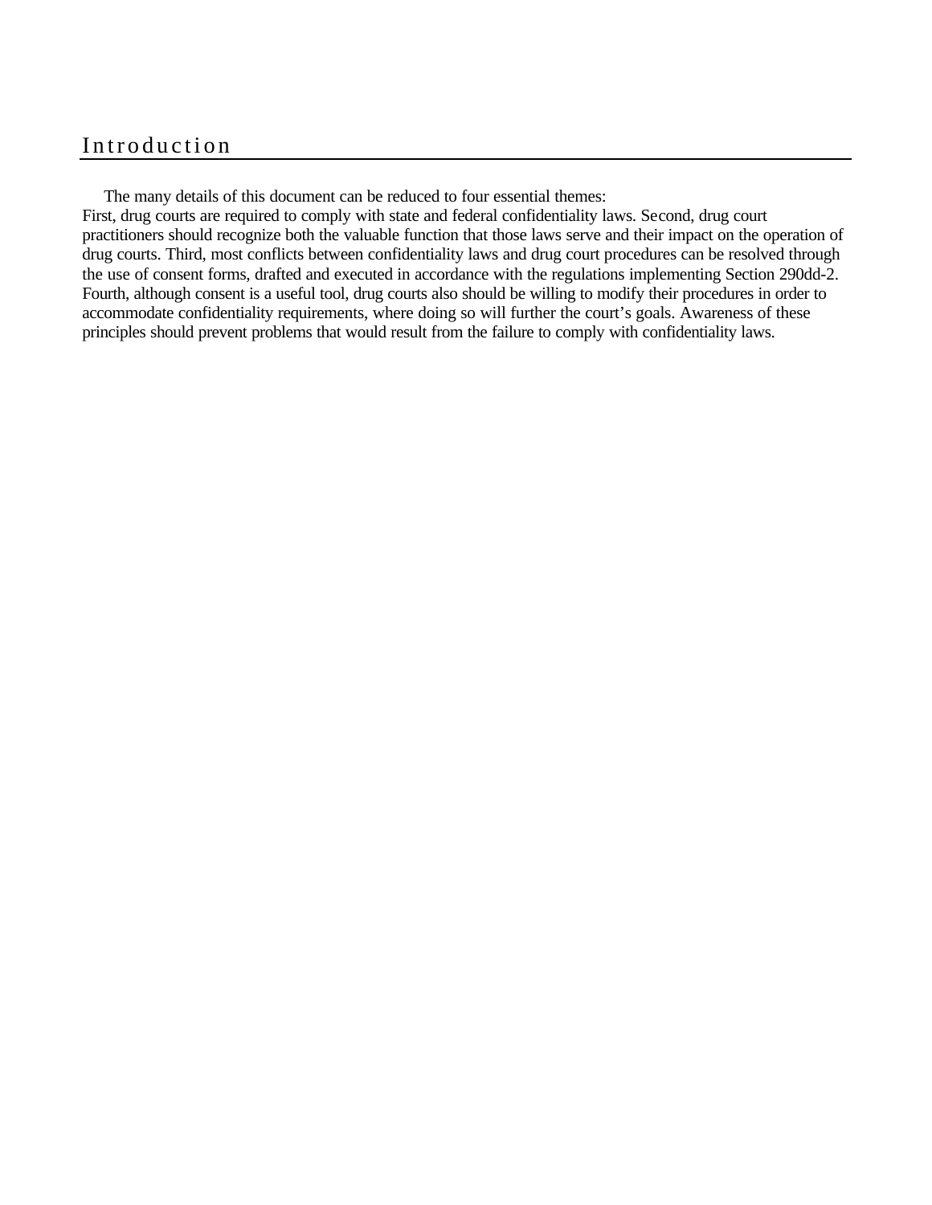# Introduction

The many details of this document can be reduced to four essential themes:
First, drug courts are required to comply with state and federal confidentiality laws. Second, drug court practitioners should recognize both the valuable function that those laws serve and their impact on the operation of drug courts. Third, most conflicts between confidentiality laws and drug court procedures can be resolved through the use of consent forms, drafted and executed in accordance with the regulations implementing Section 290dd-2. Fourth, although consent is a useful tool, drug courts also should be willing to modify their procedures in order to accommodate confidentiality requirements, where doing so will further the court's goals. Awareness of these principles should prevent problems that would result from the failure to comply with confidentiality laws.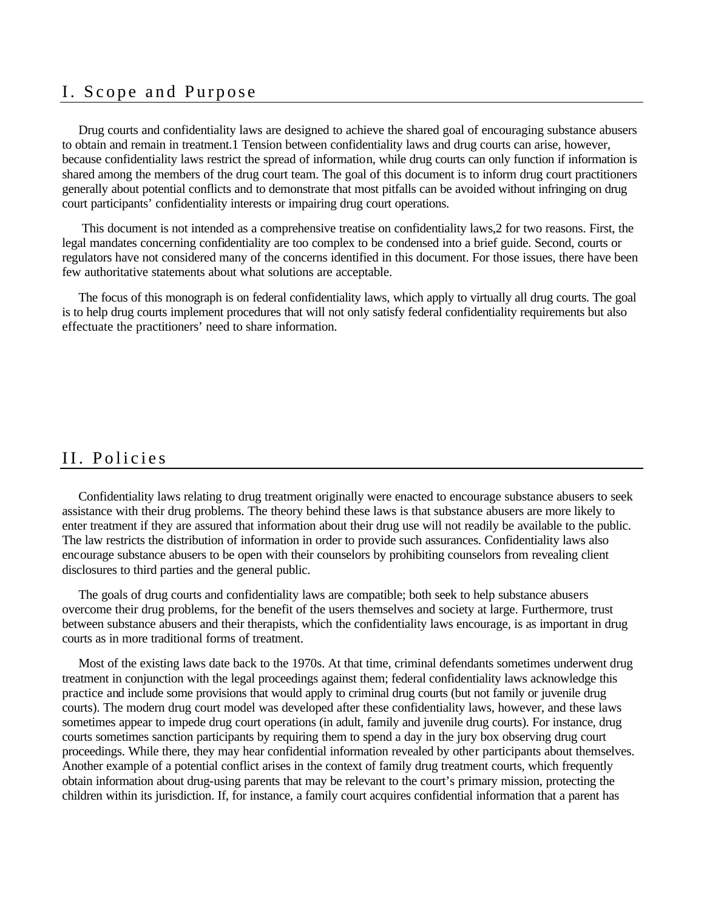## I. Scope and Purpose

Drug courts and confidentiality laws are designed to achieve the shared goal of encouraging substance abusers to obtain and remain in treatment.[1] Tension between confidentiality laws and drug courts can arise, however, because confidentiality laws restrict the spread of information, while drug courts can only function if information is shared among the members of the drug court team. The goal of this document is to inform drug court practitioners generally about potential conflicts and to demonstrate that most pitfalls can be avoided without infringing on drug court participants' confidentiality interests or impairing drug court operations.

This document is not intended as a comprehensive treatise on confidentiality laws,[2] for two reasons. First, the legal mandates concerning confidentiality are too complex to be condensed into a brief guide. Second, courts or regulators have not considered many of the concerns identified in this document. For those issues, there have been few authoritative statements about what solutions are acceptable.

The focus of this monograph is on federal confidentiality laws, which apply to virtually all drug courts. The goal is to help drug courts implement procedures that will not only satisfy federal confidentiality requirements but also effectuate the practitioners' need to share information.

## II. Policies

Confidentiality laws relating to drug treatment originally were enacted to encourage substance abusers to seek assistance with their drug problems. The theory behind these laws is that substance abusers are more likely to enter treatment if they are assured that information about their drug use will not readily be available to the public. The law restricts the distribution of information in order to provide such assurances. Confidentiality laws also encourage substance abusers to be open with their counselors by prohibiting counselors from revealing client disclosures to third parties and the general public.

The goals of drug courts and confidentiality laws are compatible; both seek to help substance abusers overcome their drug problems, for the benefit of the users themselves and society at large. Furthermore, trust between substance abusers and their therapists, which the confidentiality laws encourage, is as important in drug courts as in more traditional forms of treatment.

Most of the existing laws date back to the 1970s. At that time, criminal defendants sometimes underwent drug treatment in conjunction with the legal proceedings against them; federal confidentiality laws acknowledge this practice and include some provisions that would apply to criminal drug courts (but not family or juvenile drug courts). The modern drug court model was developed after these confidentiality laws, however, and these laws sometimes appear to impede drug court operations (in adult, family and juvenile drug courts). For instance, drug courts sometimes sanction participants by requiring them to spend a day in the jury box observing drug court proceedings. While there, they may hear confidential information revealed by other participants about themselves. Another example of a potential conflict arises in the context of family drug treatment courts, which frequently obtain information about drug-using parents that may be relevant to the court's primary mission, protecting the children within its jurisdiction. If, for instance, a family court acquires confidential information that a parent has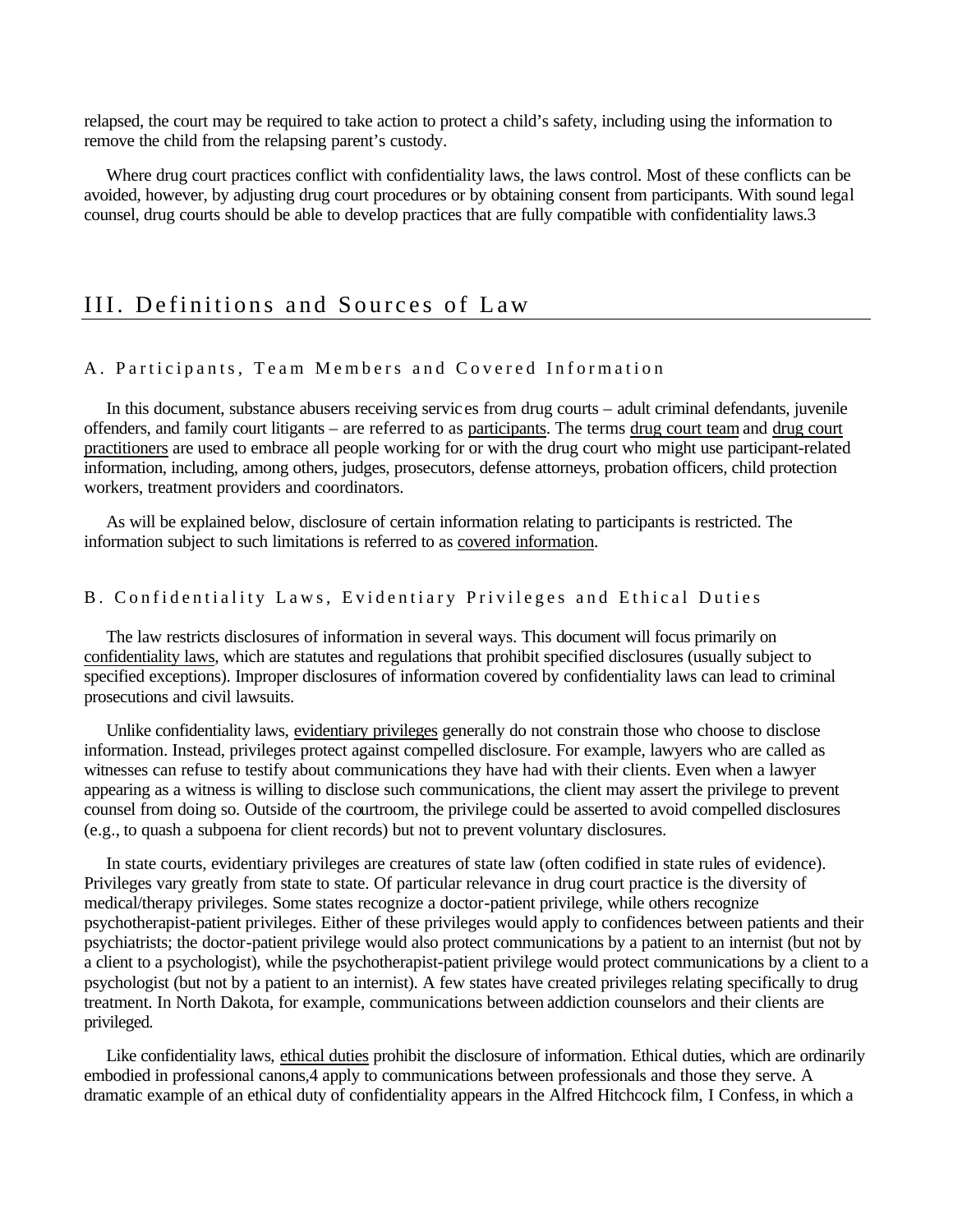relapsed, the court may be required to take action to protect a child's safety, including using the information to remove the child from the relapsing parent's custody.

Where drug court practices conflict with confidentiality laws, the laws control. Most of these conflicts can be avoided, however, by adjusting drug court procedures or by obtaining consent from participants. With sound legal counsel, drug courts should be able to develop practices that are fully compatible with confidentiality laws.[3]

## III. Definitions and Sources of Law

### A. Participants, Team Members and Covered Information

In this document, substance abusers receiving services from drug courts – adult criminal defendants, juvenile offenders, and family court litigants – are referred to as participants. The terms drug court team and drug court practitioners are used to embrace all people working for or with the drug court who might use participant-related information, including, among others, judges, prosecutors, defense attorneys, probation officers, child protection workers, treatment providers and coordinators.

As will be explained below, disclosure of certain information relating to participants is restricted. The information subject to such limitations is referred to as covered information.

### B. Confidentiality Laws, Evidentiary Privileges and Ethical Duties

The law restricts disclosures of information in several ways. This document will focus primarily on confidentiality laws, which are statutes and regulations that prohibit specified disclosures (usually subject to specified exceptions). Improper disclosures of information covered by confidentiality laws can lead to criminal prosecutions and civil lawsuits.

Unlike confidentiality laws, evidentiary privileges generally do not constrain those who choose to disclose information. Instead, privileges protect against compelled disclosure. For example, lawyers who are called as witnesses can refuse to testify about communications they have had with their clients. Even when a lawyer appearing as a witness is willing to disclose such communications, the client may assert the privilege to prevent counsel from doing so. Outside of the courtroom, the privilege could be asserted to avoid compelled disclosures (e.g., to quash a subpoena for client records) but not to prevent voluntary disclosures.

In state courts, evidentiary privileges are creatures of state law (often codified in state rules of evidence). Privileges vary greatly from state to state. Of particular relevance in drug court practice is the diversity of medical/therapy privileges. Some states recognize a doctor-patient privilege, while others recognize psychotherapist-patient privileges. Either of these privileges would apply to confidences between patients and their psychiatrists; the doctor-patient privilege would also protect communications by a patient to an internist (but not by a client to a psychologist), while the psychotherapist-patient privilege would protect communications by a client to a psychologist (but not by a patient to an internist). A few states have created privileges relating specifically to drug treatment. In North Dakota, for example, communications between addiction counselors and their clients are privileged.

Like confidentiality laws, ethical duties prohibit the disclosure of information. Ethical duties, which are ordinarily embodied in professional canons,[4] apply to communications between professionals and those they serve. A dramatic example of an ethical duty of confidentiality appears in the Alfred Hitchcock film, I Confess, in which a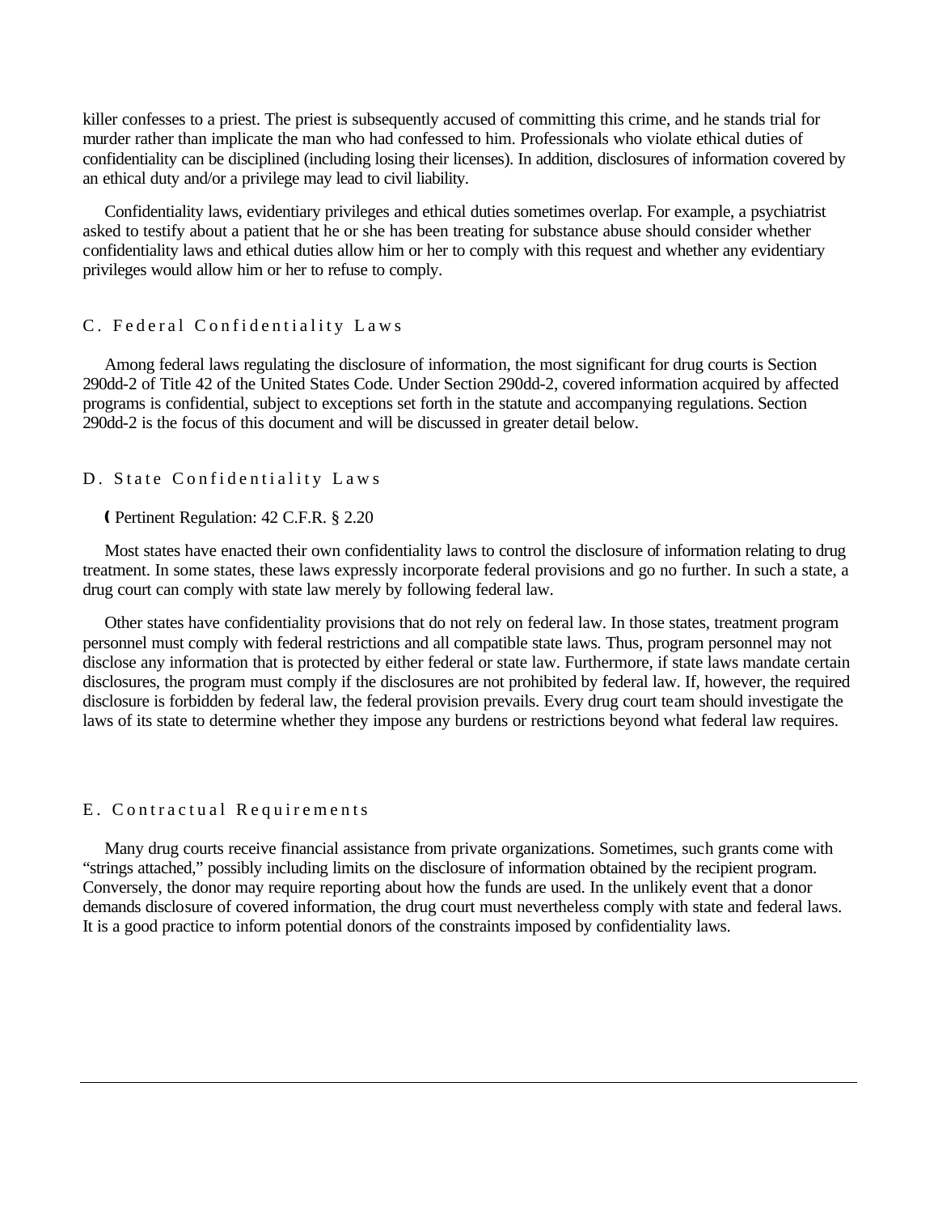killer confesses to a priest. The priest is subsequently accused of committing this crime, and he stands trial for murder rather than implicate the man who had confessed to him. Professionals who violate ethical duties of confidentiality can be disciplined (including losing their licenses). In addition, disclosures of information covered by an ethical duty and/or a privilege may lead to civil liability.

Confidentiality laws, evidentiary privileges and ethical duties sometimes overlap. For example, a psychiatrist asked to testify about a patient that he or she has been treating for substance abuse should consider whether confidentiality laws and ethical duties allow him or her to comply with this request and whether any evidentiary privileges would allow him or her to refuse to comply.

## C. Federal Confidentiality Laws

Among federal laws regulating the disclosure of information, the most significant for drug courts is Section 290dd-2 of Title 42 of the United States Code. Under Section 290dd-2, covered information acquired by affected programs is confidential, subject to exceptions set forth in the statute and accompanying regulations. Section 290dd-2 is the focus of this document and will be discussed in greater detail below.

## D. State Confidentiality Laws

( Pertinent Regulation: 42 C.F.R. § 2.20

Most states have enacted their own confidentiality laws to control the disclosure of information relating to drug treatment. In some states, these laws expressly incorporate federal provisions and go no further. In such a state, a drug court can comply with state law merely by following federal law.

Other states have confidentiality provisions that do not rely on federal law. In those states, treatment program personnel must comply with federal restrictions and all compatible state laws. Thus, program personnel may not disclose any information that is protected by either federal or state law. Furthermore, if state laws mandate certain disclosures, the program must comply if the disclosures are not prohibited by federal law. If, however, the required disclosure is forbidden by federal law, the federal provision prevails. Every drug court team should investigate the laws of its state to determine whether they impose any burdens or restrictions beyond what federal law requires.

## E. Contractual Requirements

Many drug courts receive financial assistance from private organizations. Sometimes, such grants come with "strings attached," possibly including limits on the disclosure of information obtained by the recipient program. Conversely, the donor may require reporting about how the funds are used. In the unlikely event that a donor demands disclosure of covered information, the drug court must nevertheless comply with state and federal laws. It is a good practice to inform potential donors of the constraints imposed by confidentiality laws.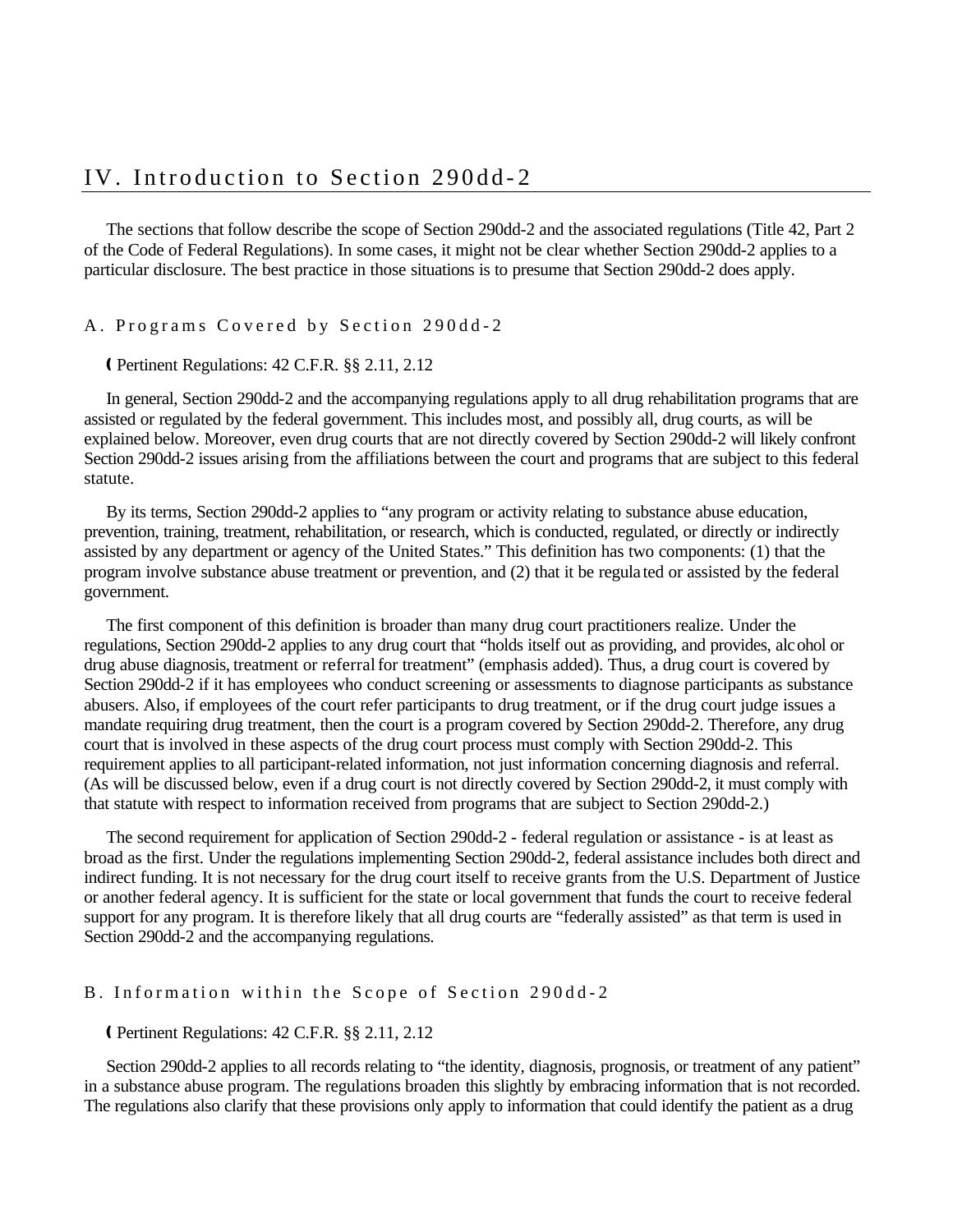## IV. Introduction to Section 290dd-2

The sections that follow describe the scope of Section 290dd-2 and the associated regulations (Title 42, Part 2 of the Code of Federal Regulations). In some cases, it might not be clear whether Section 290dd-2 applies to a particular disclosure. The best practice in those situations is to presume that Section 290dd-2 does apply.

### A. Programs Covered by Section 290dd-2

( Pertinent Regulations: 42 C.F.R. §§ 2.11, 2.12

In general, Section 290dd-2 and the accompanying regulations apply to all drug rehabilitation programs that are assisted or regulated by the federal government. This includes most, and possibly all, drug courts, as will be explained below. Moreover, even drug courts that are not directly covered by Section 290dd-2 will likely confront Section 290dd-2 issues arising from the affiliations between the court and programs that are subject to this federal statute.

By its terms, Section 290dd-2 applies to "any program or activity relating to substance abuse education, prevention, training, treatment, rehabilitation, or research, which is conducted, regulated, or directly or indirectly assisted by any department or agency of the United States." This definition has two components: (1) that the program involve substance abuse treatment or prevention, and (2) that it be regulated or assisted by the federal government.

The first component of this definition is broader than many drug court practitioners realize. Under the regulations, Section 290dd-2 applies to any drug court that "holds itself out as providing, and provides, alcohol or drug abuse diagnosis, treatment or referral for treatment" (emphasis added). Thus, a drug court is covered by Section 290dd-2 if it has employees who conduct screening or assessments to diagnose participants as substance abusers. Also, if employees of the court refer participants to drug treatment, or if the drug court judge issues a mandate requiring drug treatment, then the court is a program covered by Section 290dd-2. Therefore, any drug court that is involved in these aspects of the drug court process must comply with Section 290dd-2. This requirement applies to all participant-related information, not just information concerning diagnosis and referral. (As will be discussed below, even if a drug court is not directly covered by Section 290dd-2, it must comply with that statute with respect to information received from programs that are subject to Section 290dd-2.)

The second requirement for application of Section 290dd-2 - federal regulation or assistance - is at least as broad as the first. Under the regulations implementing Section 290dd-2, federal assistance includes both direct and indirect funding. It is not necessary for the drug court itself to receive grants from the U.S. Department of Justice or another federal agency. It is sufficient for the state or local government that funds the court to receive federal support for any program. It is therefore likely that all drug courts are "federally assisted" as that term is used in Section 290dd-2 and the accompanying regulations.

### B. Information within the Scope of Section 290dd-2

( Pertinent Regulations: 42 C.F.R. §§ 2.11, 2.12

Section 290dd-2 applies to all records relating to "the identity, diagnosis, prognosis, or treatment of any patient" in a substance abuse program. The regulations broaden this slightly by embracing information that is not recorded. The regulations also clarify that these provisions only apply to information that could identify the patient as a drug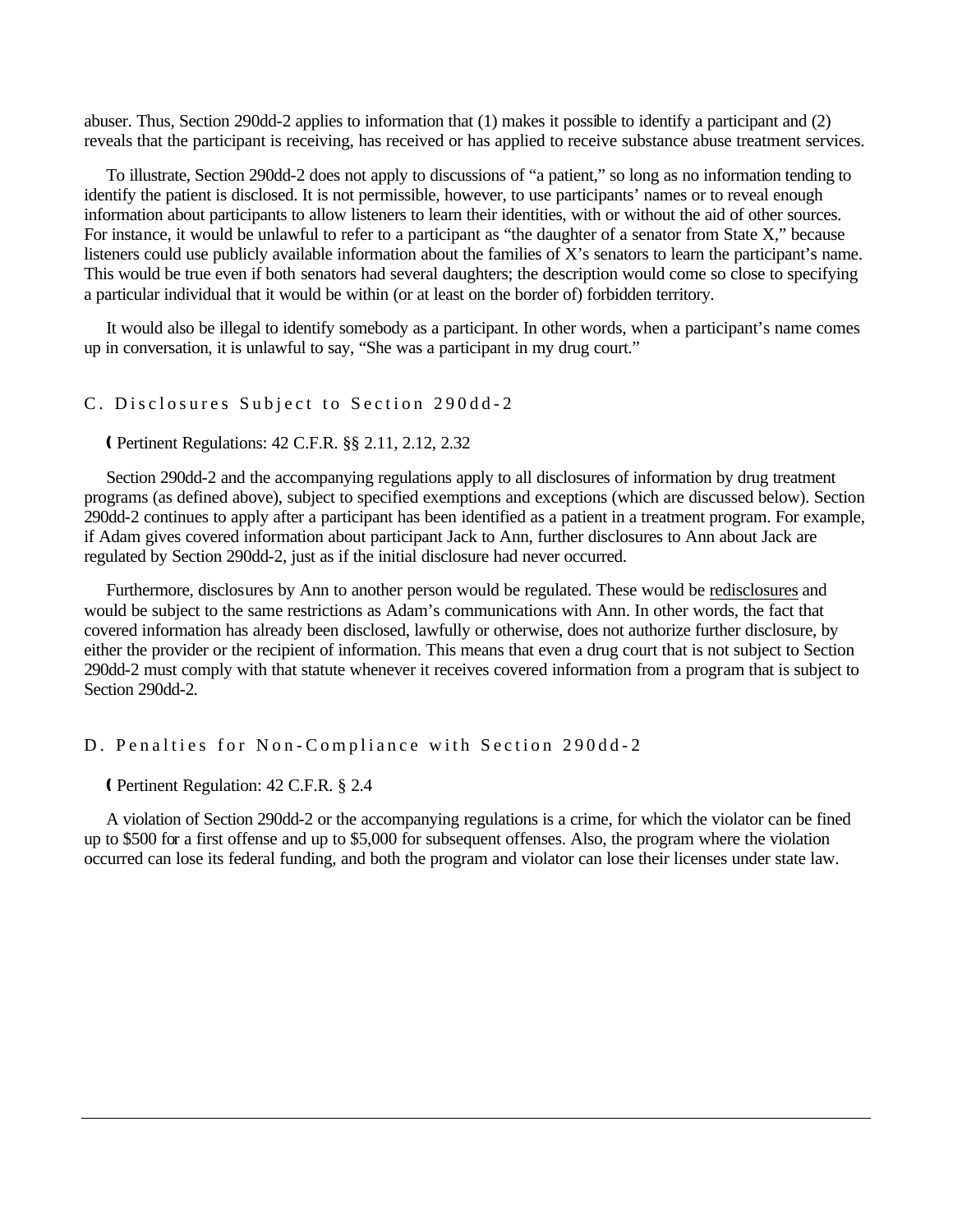abuser. Thus, Section 290dd-2 applies to information that (1) makes it possible to identify a participant and (2) reveals that the participant is receiving, has received or has applied to receive substance abuse treatment services.

To illustrate, Section 290dd-2 does not apply to discussions of "a patient," so long as no information tending to identify the patient is disclosed. It is not permissible, however, to use participants' names or to reveal enough information about participants to allow listeners to learn their identities, with or without the aid of other sources. For instance, it would be unlawful to refer to a participant as "the daughter of a senator from State X," because listeners could use publicly available information about the families of X's senators to learn the participant's name. This would be true even if both senators had several daughters; the description would come so close to specifying a particular individual that it would be within (or at least on the border of) forbidden territory.

It would also be illegal to identify somebody as a participant. In other words, when a participant's name comes up in conversation, it is unlawful to say, "She was a participant in my drug court."

## C. Disclosures Subject to Section 290dd-2

( Pertinent Regulations: 42 C.F.R. §§ 2.11, 2.12, 2.32

Section 290dd-2 and the accompanying regulations apply to all disclosures of information by drug treatment programs (as defined above), subject to specified exemptions and exceptions (which are discussed below). Section 290dd-2 continues to apply after a participant has been identified as a patient in a treatment program. For example, if Adam gives covered information about participant Jack to Ann, further disclosures to Ann about Jack are regulated by Section 290dd-2, just as if the initial disclosure had never occurred.

Furthermore, disclosures by Ann to another person would be regulated. These would be redisclosures and would be subject to the same restrictions as Adam's communications with Ann. In other words, the fact that covered information has already been disclosed, lawfully or otherwise, does not authorize further disclosure, by either the provider or the recipient of information. This means that even a drug court that is not subject to Section 290dd-2 must comply with that statute whenever it receives covered information from a program that is subject to Section 290dd-2.

## D. Penalties for Non-Compliance with Section 290dd-2

( Pertinent Regulation: 42 C.F.R. § 2.4

A violation of Section 290dd-2 or the accompanying regulations is a crime, for which the violator can be fined up to $500 for a first offense and up to $5,000 for subsequent offenses. Also, the program where the violation occurred can lose its federal funding, and both the program and violator can lose their licenses under state law.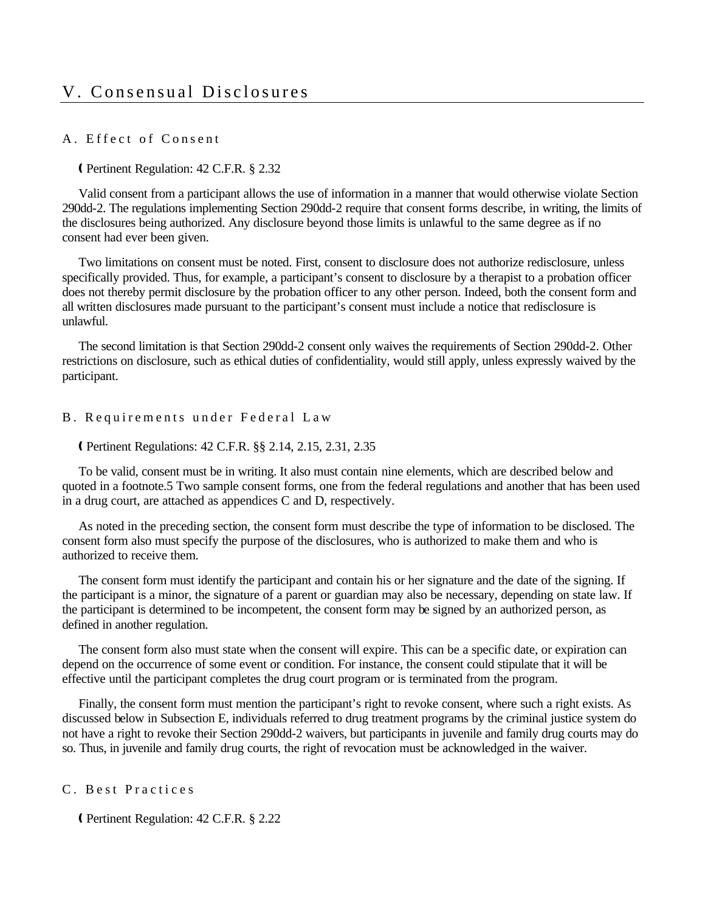## V. Consensual Disclosures

### A. Effect of Consent

( Pertinent Regulation: 42 C.F.R. § 2.32

Valid consent from a participant allows the use of information in a manner that would otherwise violate Section 290dd-2. The regulations implementing Section 290dd-2 require that consent forms describe, in writing, the limits of the disclosures being authorized. Any disclosure beyond those limits is unlawful to the same degree as if no consent had ever been given.

Two limitations on consent must be noted. First, consent to disclosure does not authorize redisclosure, unless specifically provided. Thus, for example, a participant's consent to disclosure by a therapist to a probation officer does not thereby permit disclosure by the probation officer to any other person. Indeed, both the consent form and all written disclosures made pursuant to the participant's consent must include a notice that redisclosure is unlawful.

The second limitation is that Section 290dd-2 consent only waives the requirements of Section 290dd-2. Other restrictions on disclosure, such as ethical duties of confidentiality, would still apply, unless expressly waived by the participant.

### B. Requirements under Federal Law

( Pertinent Regulations: 42 C.F.R. §§ 2.14, 2.15, 2.31, 2.35

To be valid, consent must be in writing. It also must contain nine elements, which are described below and quoted in a footnote.5 Two sample consent forms, one from the federal regulations and another that has been used in a drug court, are attached as appendices C and D, respectively.

As noted in the preceding section, the consent form must describe the type of information to be disclosed. The consent form also must specify the purpose of the disclosures, who is authorized to make them and who is authorized to receive them.

The consent form must identify the participant and contain his or her signature and the date of the signing. If the participant is a minor, the signature of a parent or guardian may also be necessary, depending on state law. If the participant is determined to be incompetent, the consent form may be signed by an authorized person, as defined in another regulation.

The consent form also must state when the consent will expire. This can be a specific date, or expiration can depend on the occurrence of some event or condition. For instance, the consent could stipulate that it will be effective until the participant completes the drug court program or is terminated from the program.

Finally, the consent form must mention the participant's right to revoke consent, where such a right exists. As discussed below in Subsection E, individuals referred to drug treatment programs by the criminal justice system do not have a right to revoke their Section 290dd-2 waivers, but participants in juvenile and family drug courts may do so. Thus, in juvenile and family drug courts, the right of revocation must be acknowledged in the waiver.

### C. Best Practices

( Pertinent Regulation: 42 C.F.R. § 2.22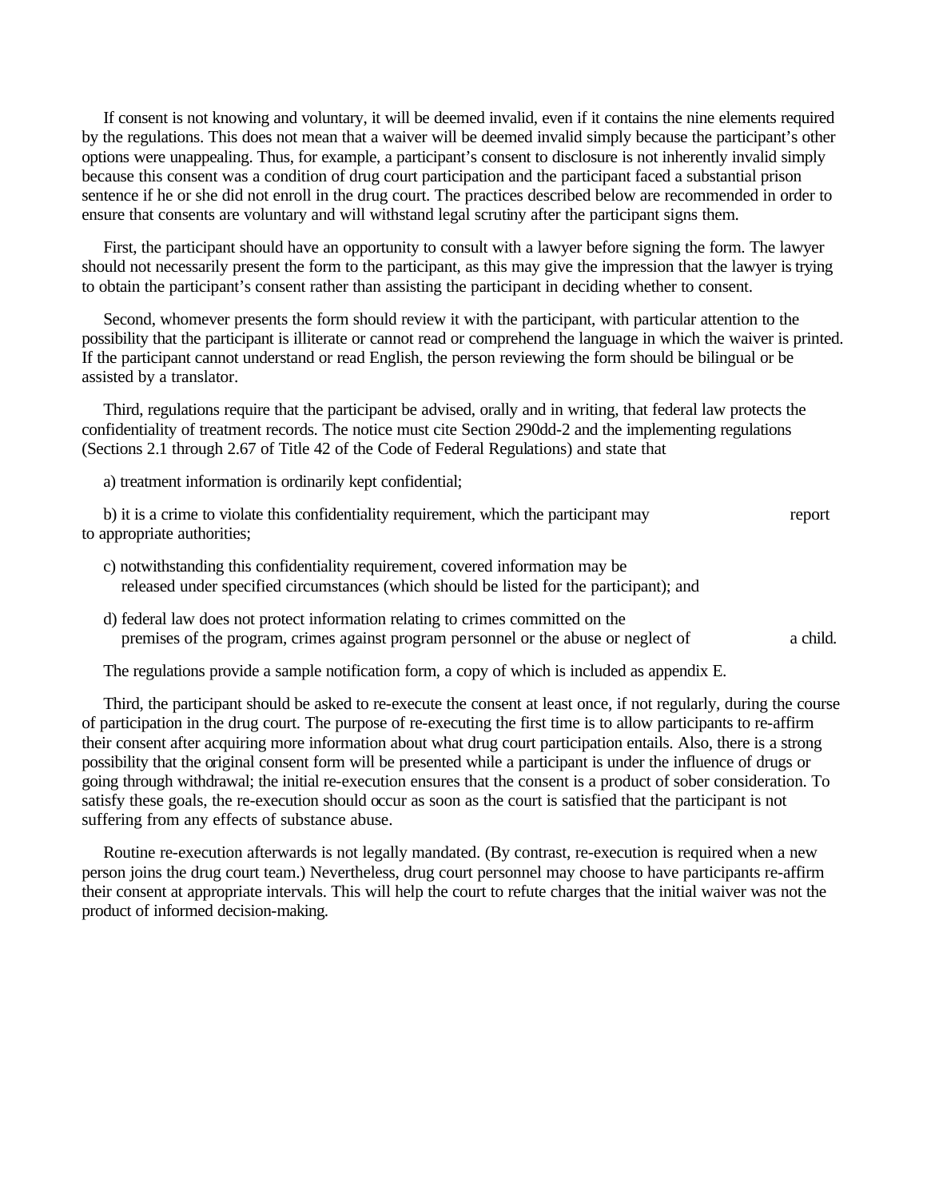If consent is not knowing and voluntary, it will be deemed invalid, even if it contains the nine elements required by the regulations. This does not mean that a waiver will be deemed invalid simply because the participant's other options were unappealing. Thus, for example, a participant's consent to disclosure is not inherently invalid simply because this consent was a condition of drug court participation and the participant faced a substantial prison sentence if he or she did not enroll in the drug court. The practices described below are recommended in order to ensure that consents are voluntary and will withstand legal scrutiny after the participant signs them.

First, the participant should have an opportunity to consult with a lawyer before signing the form. The lawyer should not necessarily present the form to the participant, as this may give the impression that the lawyer is trying to obtain the participant's consent rather than assisting the participant in deciding whether to consent.

Second, whomever presents the form should review it with the participant, with particular attention to the possibility that the participant is illiterate or cannot read or comprehend the language in which the waiver is printed. If the participant cannot understand or read English, the person reviewing the form should be bilingual or be assisted by a translator.

Third, regulations require that the participant be advised, orally and in writing, that federal law protects the confidentiality of treatment records. The notice must cite Section 290dd-2 and the implementing regulations (Sections 2.1 through 2.67 of Title 42 of the Code of Federal Regulations) and state that

a) treatment information is ordinarily kept confidential;

b) it is a crime to violate this confidentiality requirement, which the participant may report to appropriate authorities;

c) notwithstanding this confidentiality requirement, covered information may be released under specified circumstances (which should be listed for the participant); and

d) federal law does not protect information relating to crimes committed on the premises of the program, crimes against program personnel or the abuse or neglect of a child.

The regulations provide a sample notification form, a copy of which is included as appendix E.

Third, the participant should be asked to re-execute the consent at least once, if not regularly, during the course of participation in the drug court. The purpose of re-executing the first time is to allow participants to re-affirm their consent after acquiring more information about what drug court participation entails. Also, there is a strong possibility that the original consent form will be presented while a participant is under the influence of drugs or going through withdrawal; the initial re-execution ensures that the consent is a product of sober consideration. To satisfy these goals, the re-execution should occur as soon as the court is satisfied that the participant is not suffering from any effects of substance abuse.

Routine re-execution afterwards is not legally mandated. (By contrast, re-execution is required when a new person joins the drug court team.) Nevertheless, drug court personnel may choose to have participants re-affirm their consent at appropriate intervals. This will help the court to refute charges that the initial waiver was not the product of informed decision-making.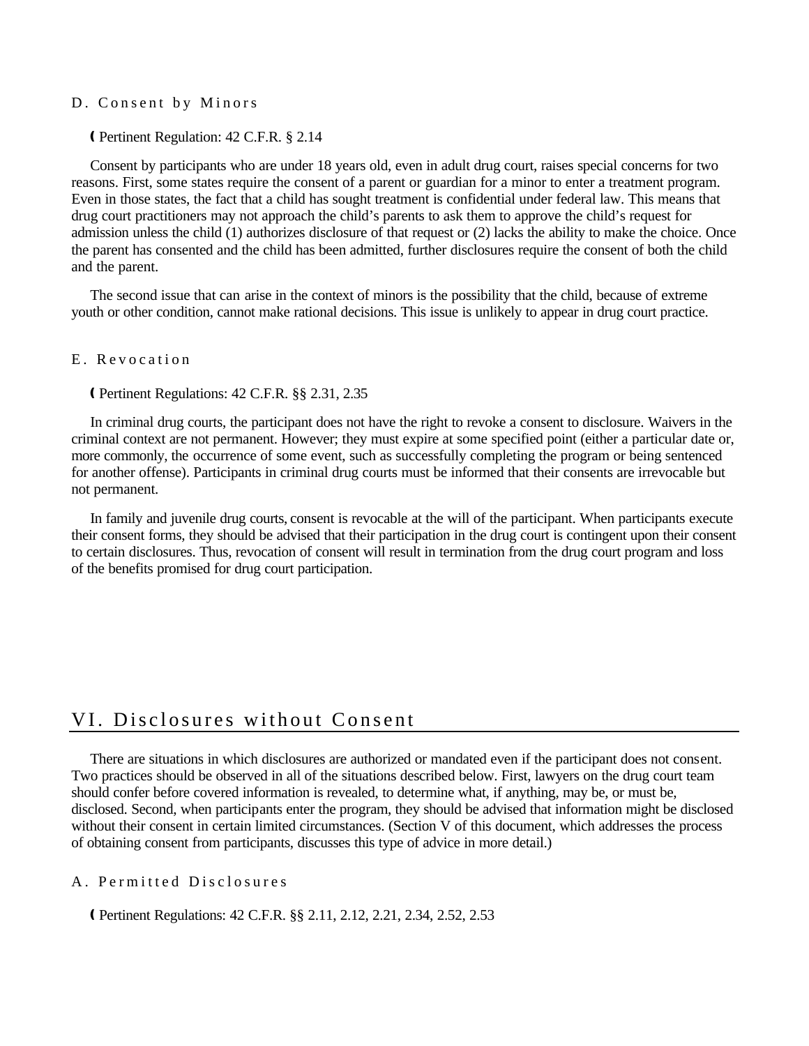### D. Consent by Minors

( Pertinent Regulation: 42 C.F.R. § 2.14

Consent by participants who are under 18 years old, even in adult drug court, raises special concerns for two reasons. First, some states require the consent of a parent or guardian for a minor to enter a treatment program. Even in those states, the fact that a child has sought treatment is confidential under federal law. This means that drug court practitioners may not approach the child's parents to ask them to approve the child's request for admission unless the child (1) authorizes disclosure of that request or (2) lacks the ability to make the choice. Once the parent has consented and the child has been admitted, further disclosures require the consent of both the child and the parent.

The second issue that can arise in the context of minors is the possibility that the child, because of extreme youth or other condition, cannot make rational decisions. This issue is unlikely to appear in drug court practice.

### E. Revocation

( Pertinent Regulations: 42 C.F.R. §§ 2.31, 2.35

In criminal drug courts, the participant does not have the right to revoke a consent to disclosure. Waivers in the criminal context are not permanent. However; they must expire at some specified point (either a particular date or, more commonly, the occurrence of some event, such as successfully completing the program or being sentenced for another offense). Participants in criminal drug courts must be informed that their consents are irrevocable but not permanent.

In family and juvenile drug courts, consent is revocable at the will of the participant. When participants execute their consent forms, they should be advised that their participation in the drug court is contingent upon their consent to certain disclosures. Thus, revocation of consent will result in termination from the drug court program and loss of the benefits promised for drug court participation.

## VI. Disclosures without Consent

There are situations in which disclosures are authorized or mandated even if the participant does not consent. Two practices should be observed in all of the situations described below. First, lawyers on the drug court team should confer before covered information is revealed, to determine what, if anything, may be, or must be, disclosed. Second, when participants enter the program, they should be advised that information might be disclosed without their consent in certain limited circumstances. (Section V of this document, which addresses the process of obtaining consent from participants, discusses this type of advice in more detail.)

### A. Permitted Disclosures

( Pertinent Regulations: 42 C.F.R. §§ 2.11, 2.12, 2.21, 2.34, 2.52, 2.53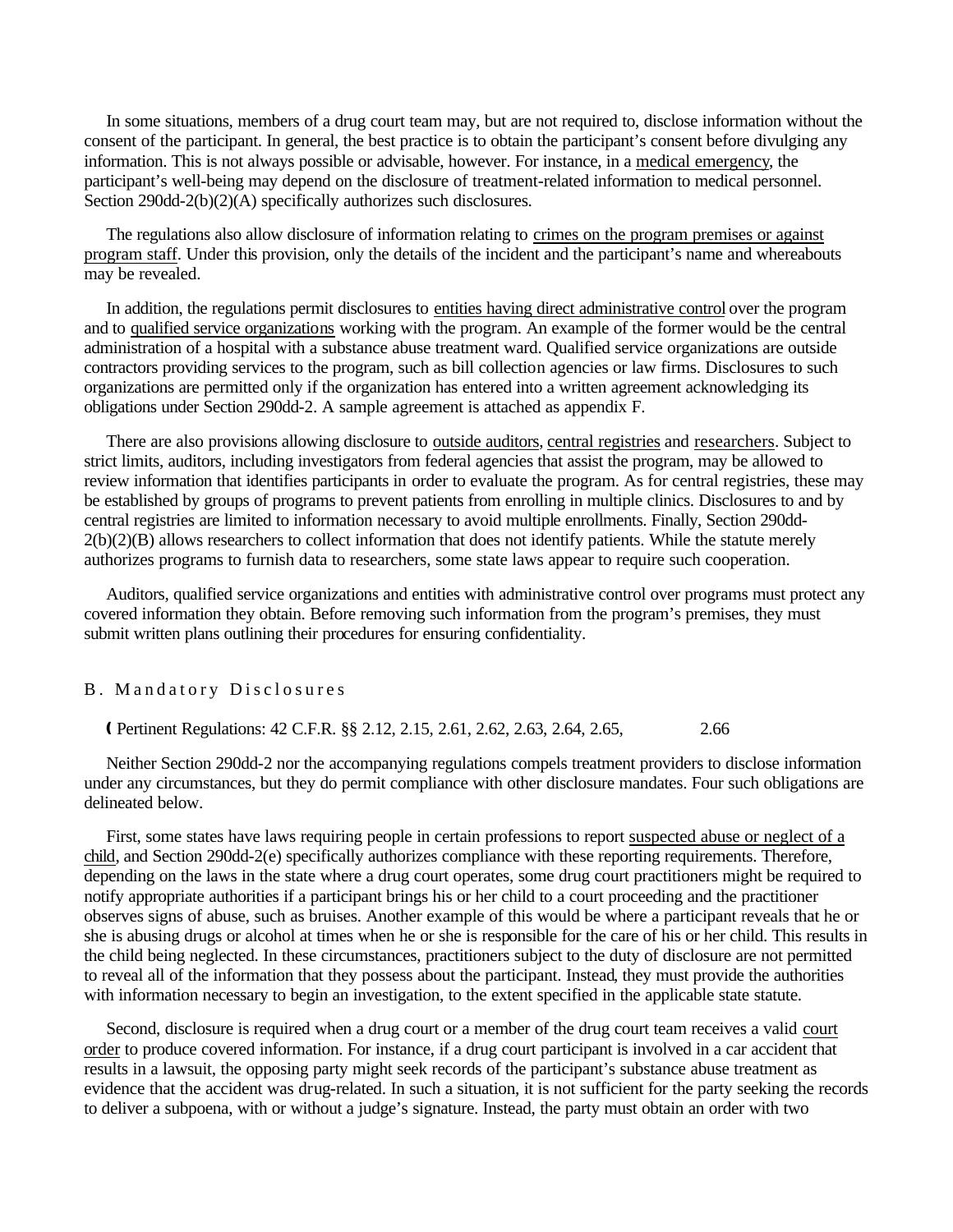In some situations, members of a drug court team may, but are not required to, disclose information without the consent of the participant. In general, the best practice is to obtain the participant's consent before divulging any information. This is not always possible or advisable, however. For instance, in a medical emergency, the participant's well-being may depend on the disclosure of treatment-related information to medical personnel. Section 290dd-2(b)(2)(A) specifically authorizes such disclosures.

The regulations also allow disclosure of information relating to crimes on the program premises or against program staff. Under this provision, only the details of the incident and the participant's name and whereabouts may be revealed.

In addition, the regulations permit disclosures to entities having direct administrative control over the program and to qualified service organizations working with the program. An example of the former would be the central administration of a hospital with a substance abuse treatment ward. Qualified service organizations are outside contractors providing services to the program, such as bill collection agencies or law firms. Disclosures to such organizations are permitted only if the organization has entered into a written agreement acknowledging its obligations under Section 290dd-2. A sample agreement is attached as appendix F.

There are also provisions allowing disclosure to outside auditors, central registries and researchers. Subject to strict limits, auditors, including investigators from federal agencies that assist the program, may be allowed to review information that identifies participants in order to evaluate the program. As for central registries, these may be established by groups of programs to prevent patients from enrolling in multiple clinics. Disclosures to and by central registries are limited to information necessary to avoid multiple enrollments. Finally, Section 290dd-2(b)(2)(B) allows researchers to collect information that does not identify patients. While the statute merely authorizes programs to furnish data to researchers, some state laws appear to require such cooperation.

Auditors, qualified service organizations and entities with administrative control over programs must protect any covered information they obtain. Before removing such information from the program's premises, they must submit written plans outlining their procedures for ensuring confidentiality.

## B. Mandatory Disclosures

- Pertinent Regulations: 42 C.F.R. §§ 2.12, 2.15, 2.61, 2.62, 2.63, 2.64, 2.65, 2.66

Neither Section 290dd-2 nor the accompanying regulations compels treatment providers to disclose information under any circumstances, but they do permit compliance with other disclosure mandates. Four such obligations are delineated below.

First, some states have laws requiring people in certain professions to report suspected abuse or neglect of a child, and Section 290dd-2(e) specifically authorizes compliance with these reporting requirements. Therefore, depending on the laws in the state where a drug court operates, some drug court practitioners might be required to notify appropriate authorities if a participant brings his or her child to a court proceeding and the practitioner observes signs of abuse, such as bruises. Another example of this would be where a participant reveals that he or she is abusing drugs or alcohol at times when he or she is responsible for the care of his or her child. This results in the child being neglected. In these circumstances, practitioners subject to the duty of disclosure are not permitted to reveal all of the information that they possess about the participant. Instead, they must provide the authorities with information necessary to begin an investigation, to the extent specified in the applicable state statute.

Second, disclosure is required when a drug court or a member of the drug court team receives a valid court order to produce covered information. For instance, if a drug court participant is involved in a car accident that results in a lawsuit, the opposing party might seek records of the participant's substance abuse treatment as evidence that the accident was drug-related. In such a situation, it is not sufficient for the party seeking the records to deliver a subpoena, with or without a judge's signature. Instead, the party must obtain an order with two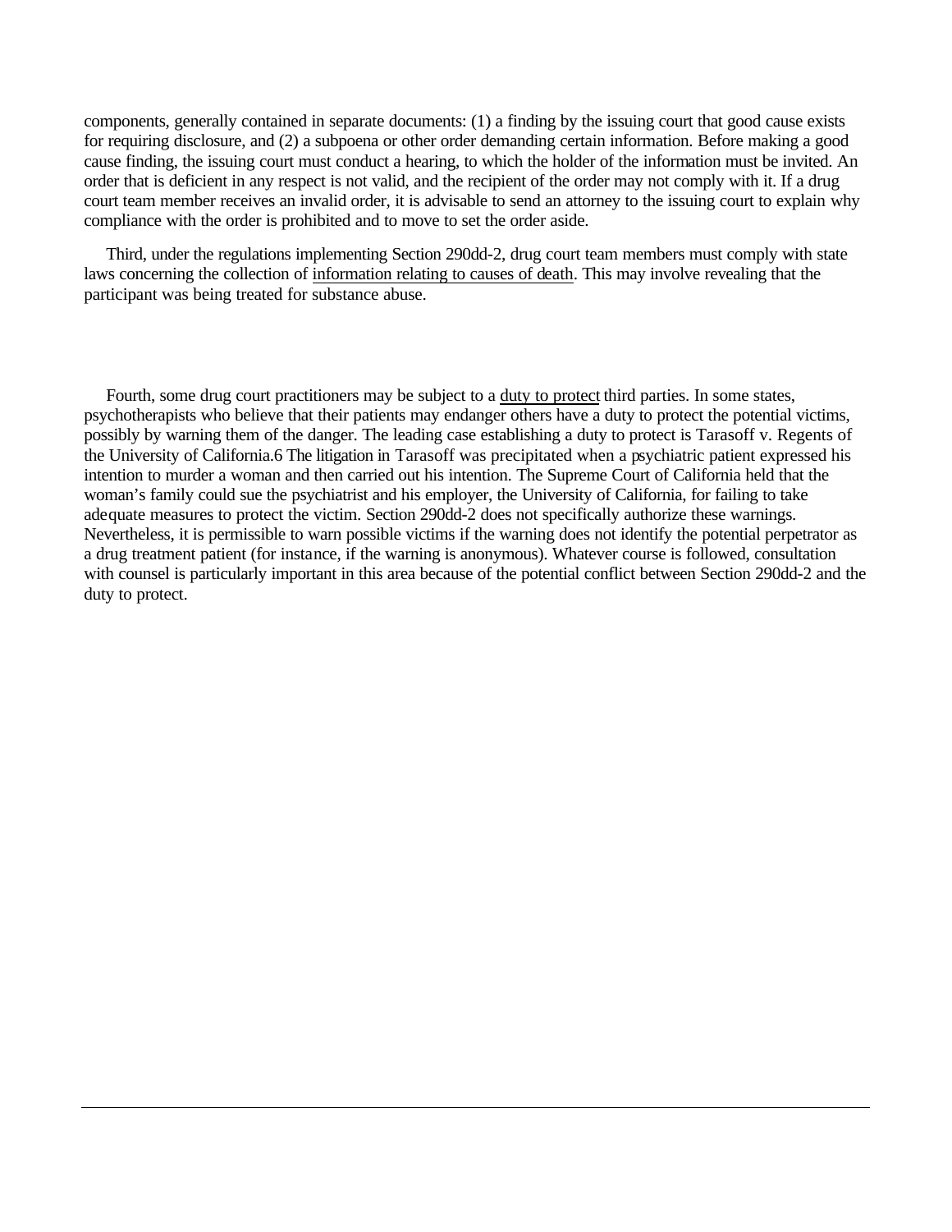components, generally contained in separate documents: (1) a finding by the issuing court that good cause exists for requiring disclosure, and (2) a subpoena or other order demanding certain information. Before making a good cause finding, the issuing court must conduct a hearing, to which the holder of the information must be invited. An order that is deficient in any respect is not valid, and the recipient of the order may not comply with it. If a drug court team member receives an invalid order, it is advisable to send an attorney to the issuing court to explain why compliance with the order is prohibited and to move to set the order aside.

Third, under the regulations implementing Section 290dd-2, drug court team members must comply with state laws concerning the collection of information relating to causes of death. This may involve revealing that the participant was being treated for substance abuse.

Fourth, some drug court practitioners may be subject to a duty to protect third parties. In some states, psychotherapists who believe that their patients may endanger others have a duty to protect the potential victims, possibly by warning them of the danger. The leading case establishing a duty to protect is Tarasoff v. Regents of the University of California.[6] The litigation in Tarasoff was precipitated when a psychiatric patient expressed his intention to murder a woman and then carried out his intention. The Supreme Court of California held that the woman's family could sue the psychiatrist and his employer, the University of California, for failing to take adequate measures to protect the victim. Section 290dd-2 does not specifically authorize these warnings. Nevertheless, it is permissible to warn possible victims if the warning does not identify the potential perpetrator as a drug treatment patient (for instance, if the warning is anonymous). Whatever course is followed, consultation with counsel is particularly important in this area because of the potential conflict between Section 290dd-2 and the duty to protect.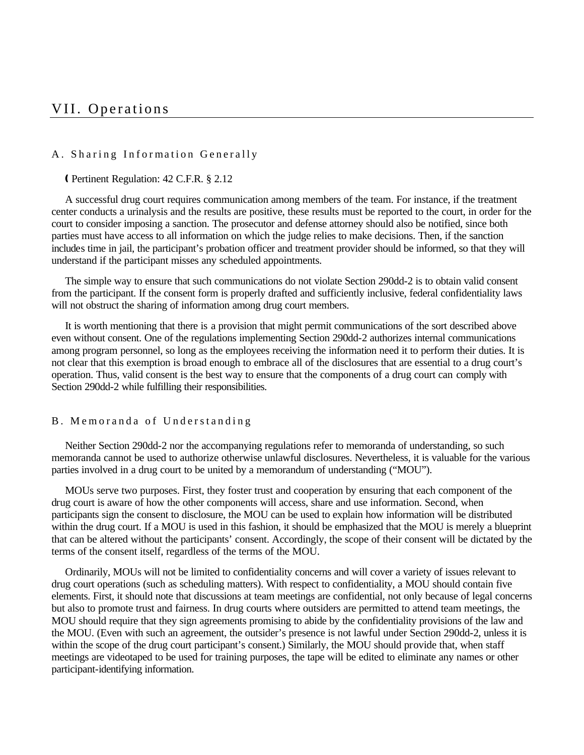# VII. Operations

## A. Sharing Information Generally

( Pertinent Regulation: 42 C.F.R. § 2.12

A successful drug court requires communication among members of the team. For instance, if the treatment center conducts a urinalysis and the results are positive, these results must be reported to the court, in order for the court to consider imposing a sanction. The prosecutor and defense attorney should also be notified, since both parties must have access to all information on which the judge relies to make decisions. Then, if the sanction includes time in jail, the participant's probation officer and treatment provider should be informed, so that they will understand if the participant misses any scheduled appointments.

The simple way to ensure that such communications do not violate Section 290dd-2 is to obtain valid consent from the participant. If the consent form is properly drafted and sufficiently inclusive, federal confidentiality laws will not obstruct the sharing of information among drug court members.

It is worth mentioning that there is a provision that might permit communications of the sort described above even without consent. One of the regulations implementing Section 290dd-2 authorizes internal communications among program personnel, so long as the employees receiving the information need it to perform their duties. It is not clear that this exemption is broad enough to embrace all of the disclosures that are essential to a drug court's operation. Thus, valid consent is the best way to ensure that the components of a drug court can comply with Section 290dd-2 while fulfilling their responsibilities.

## B. Memoranda of Understanding

Neither Section 290dd-2 nor the accompanying regulations refer to memoranda of understanding, so such memoranda cannot be used to authorize otherwise unlawful disclosures. Nevertheless, it is valuable for the various parties involved in a drug court to be united by a memorandum of understanding ("MOU").

MOUs serve two purposes. First, they foster trust and cooperation by ensuring that each component of the drug court is aware of how the other components will access, share and use information. Second, when participants sign the consent to disclosure, the MOU can be used to explain how information will be distributed within the drug court. If a MOU is used in this fashion, it should be emphasized that the MOU is merely a blueprint that can be altered without the participants' consent. Accordingly, the scope of their consent will be dictated by the terms of the consent itself, regardless of the terms of the MOU.

Ordinarily, MOUs will not be limited to confidentiality concerns and will cover a variety of issues relevant to drug court operations (such as scheduling matters). With respect to confidentiality, a MOU should contain five elements. First, it should note that discussions at team meetings are confidential, not only because of legal concerns but also to promote trust and fairness. In drug courts where outsiders are permitted to attend team meetings, the MOU should require that they sign agreements promising to abide by the confidentiality provisions of the law and the MOU. (Even with such an agreement, the outsider's presence is not lawful under Section 290dd-2, unless it is within the scope of the drug court participant's consent.) Similarly, the MOU should provide that, when staff meetings are videotaped to be used for training purposes, the tape will be edited to eliminate any names or other participant-identifying information.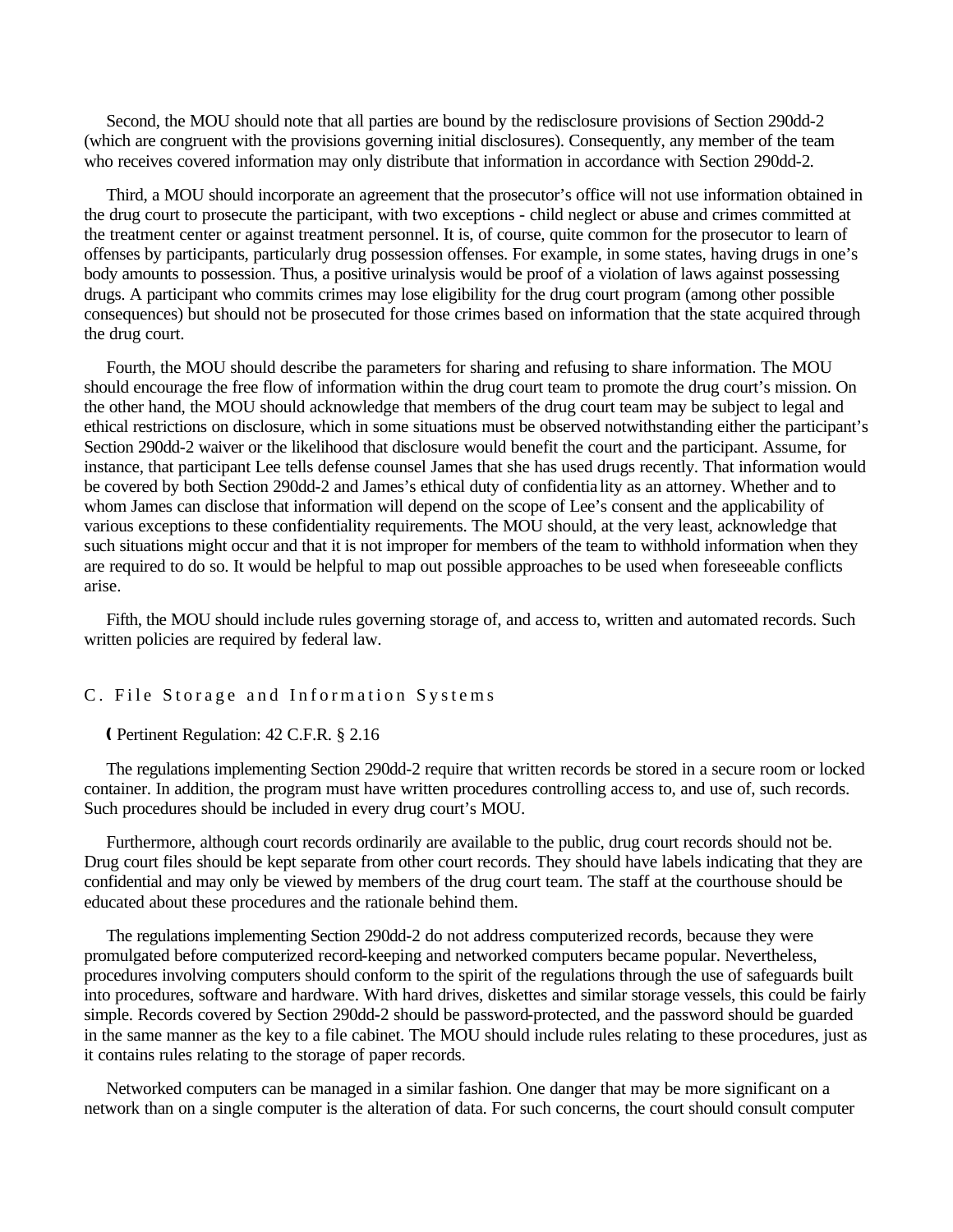Second, the MOU should note that all parties are bound by the redisclosure provisions of Section 290dd-2 (which are congruent with the provisions governing initial disclosures). Consequently, any member of the team who receives covered information may only distribute that information in accordance with Section 290dd-2.

Third, a MOU should incorporate an agreement that the prosecutor's office will not use information obtained in the drug court to prosecute the participant, with two exceptions - child neglect or abuse and crimes committed at the treatment center or against treatment personnel. It is, of course, quite common for the prosecutor to learn of offenses by participants, particularly drug possession offenses. For example, in some states, having drugs in one's body amounts to possession. Thus, a positive urinalysis would be proof of a violation of laws against possessing drugs. A participant who commits crimes may lose eligibility for the drug court program (among other possible consequences) but should not be prosecuted for those crimes based on information that the state acquired through the drug court.

Fourth, the MOU should describe the parameters for sharing and refusing to share information. The MOU should encourage the free flow of information within the drug court team to promote the drug court's mission. On the other hand, the MOU should acknowledge that members of the drug court team may be subject to legal and ethical restrictions on disclosure, which in some situations must be observed notwithstanding either the participant's Section 290dd-2 waiver or the likelihood that disclosure would benefit the court and the participant. Assume, for instance, that participant Lee tells defense counsel James that she has used drugs recently. That information would be covered by both Section 290dd-2 and James's ethical duty of confidentiality as an attorney. Whether and to whom James can disclose that information will depend on the scope of Lee's consent and the applicability of various exceptions to these confidentiality requirements. The MOU should, at the very least, acknowledge that such situations might occur and that it is not improper for members of the team to withhold information when they are required to do so. It would be helpful to map out possible approaches to be used when foreseeable conflicts arise.

Fifth, the MOU should include rules governing storage of, and access to, written and automated records. Such written policies are required by federal law.

### C. File Storage and Information Systems

( Pertinent Regulation: 42 C.F.R. § 2.16

The regulations implementing Section 290dd-2 require that written records be stored in a secure room or locked container. In addition, the program must have written procedures controlling access to, and use of, such records. Such procedures should be included in every drug court's MOU.

Furthermore, although court records ordinarily are available to the public, drug court records should not be. Drug court files should be kept separate from other court records. They should have labels indicating that they are confidential and may only be viewed by members of the drug court team. The staff at the courthouse should be educated about these procedures and the rationale behind them.

The regulations implementing Section 290dd-2 do not address computerized records, because they were promulgated before computerized record-keeping and networked computers became popular. Nevertheless, procedures involving computers should conform to the spirit of the regulations through the use of safeguards built into procedures, software and hardware. With hard drives, diskettes and similar storage vessels, this could be fairly simple. Records covered by Section 290dd-2 should be password-protected, and the password should be guarded in the same manner as the key to a file cabinet. The MOU should include rules relating to these procedures, just as it contains rules relating to the storage of paper records.

Networked computers can be managed in a similar fashion. One danger that may be more significant on a network than on a single computer is the alteration of data. For such concerns, the court should consult computer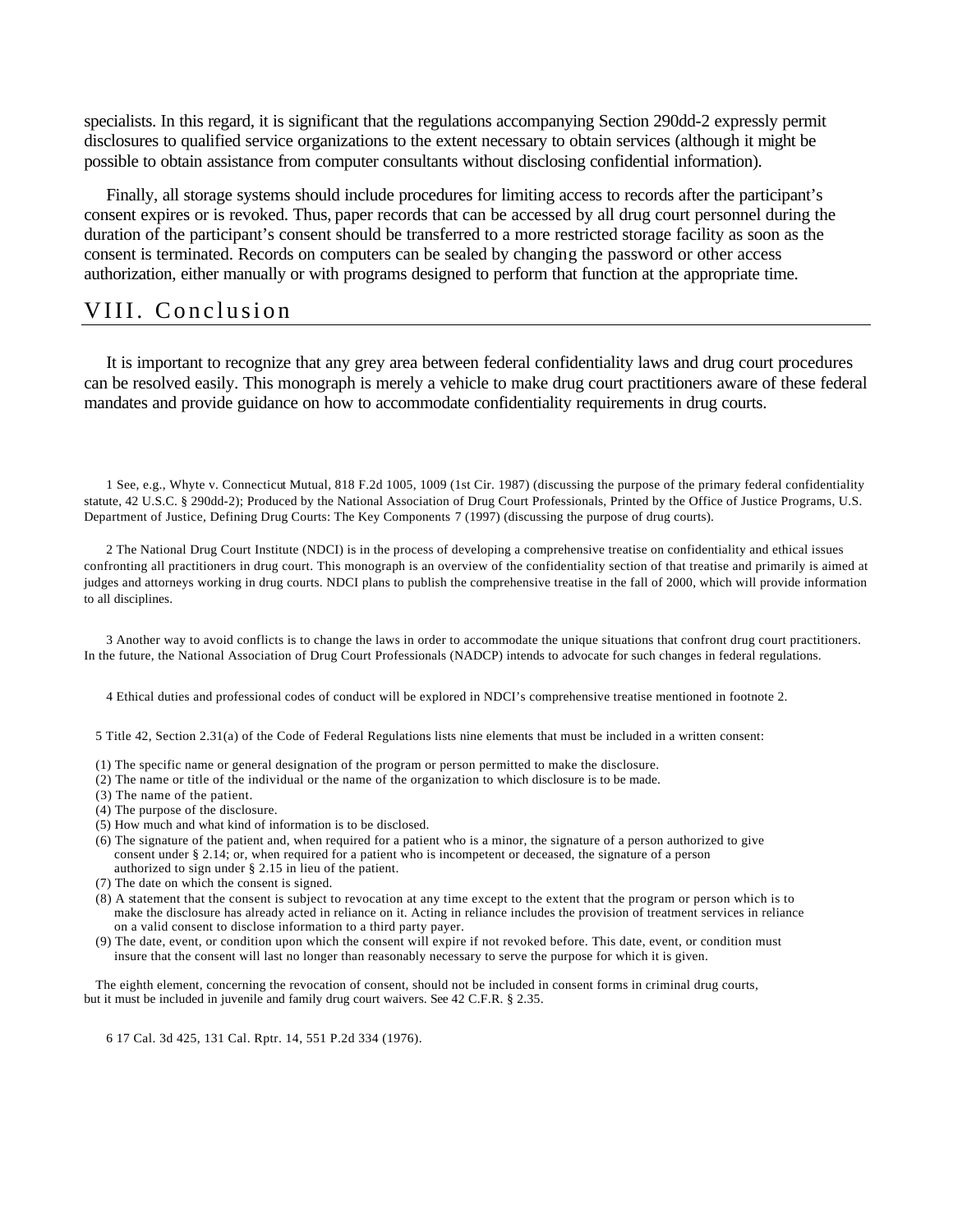specialists. In this regard, it is significant that the regulations accompanying Section 290dd-2 expressly permit disclosures to qualified service organizations to the extent necessary to obtain services (although it might be possible to obtain assistance from computer consultants without disclosing confidential information).

Finally, all storage systems should include procedures for limiting access to records after the participant's consent expires or is revoked. Thus, paper records that can be accessed by all drug court personnel during the duration of the participant's consent should be transferred to a more restricted storage facility as soon as the consent is terminated. Records on computers can be sealed by changing the password or other access authorization, either manually or with programs designed to perform that function at the appropriate time.

## VIII. Conclusion

It is important to recognize that any grey area between federal confidentiality laws and drug court procedures can be resolved easily. This monograph is merely a vehicle to make drug court practitioners aware of these federal mandates and provide guidance on how to accommodate confidentiality requirements in drug courts.

1 See, e.g., Whyte v. Connecticut Mutual, 818 F.2d 1005, 1009 (1st Cir. 1987) (discussing the purpose of the primary federal confidentiality statute, 42 U.S.C. § 290dd-2); Produced by the National Association of Drug Court Professionals, Printed by the Office of Justice Programs, U.S. Department of Justice, Defining Drug Courts: The Key Components 7 (1997) (discussing the purpose of drug courts).

2 The National Drug Court Institute (NDCI) is in the process of developing a comprehensive treatise on confidentiality and ethical issues confronting all practitioners in drug court. This monograph is an overview of the confidentiality section of that treatise and primarily is aimed at judges and attorneys working in drug courts. NDCI plans to publish the comprehensive treatise in the fall of 2000, which will provide information to all disciplines.

3 Another way to avoid conflicts is to change the laws in order to accommodate the unique situations that confront drug court practitioners. In the future, the National Association of Drug Court Professionals (NADCP) intends to advocate for such changes in federal regulations.

4 Ethical duties and professional codes of conduct will be explored in NDCI's comprehensive treatise mentioned in footnote 2.

5 Title 42, Section 2.31(a) of the Code of Federal Regulations lists nine elements that must be included in a written consent:

(1) The specific name or general designation of the program or person permitted to make the disclosure.
(2) The name or title of the individual or the name of the organization to which disclosure is to be made.
(3) The name of the patient.
(4) The purpose of the disclosure.
(5) How much and what kind of information is to be disclosed.
(6) The signature of the patient and, when required for a patient who is a minor, the signature of a person authorized to give consent under § 2.14; or, when required for a patient who is incompetent or deceased, the signature of a person authorized to sign under § 2.15 in lieu of the patient.
(7) The date on which the consent is signed.
(8) A statement that the consent is subject to revocation at any time except to the extent that the program or person which is to make the disclosure has already acted in reliance on it. Acting in reliance includes the provision of treatment services in reliance on a valid consent to disclose information to a third party payer.
(9) The date, event, or condition upon which the consent will expire if not revoked before. This date, event, or condition must insure that the consent will last no longer than reasonably necessary to serve the purpose for which it is given.

The eighth element, concerning the revocation of consent, should not be included in consent forms in criminal drug courts, but it must be included in juvenile and family drug court waivers. See 42 C.F.R. § 2.35.

6 17 Cal. 3d 425, 131 Cal. Rptr. 14, 551 P.2d 334 (1976).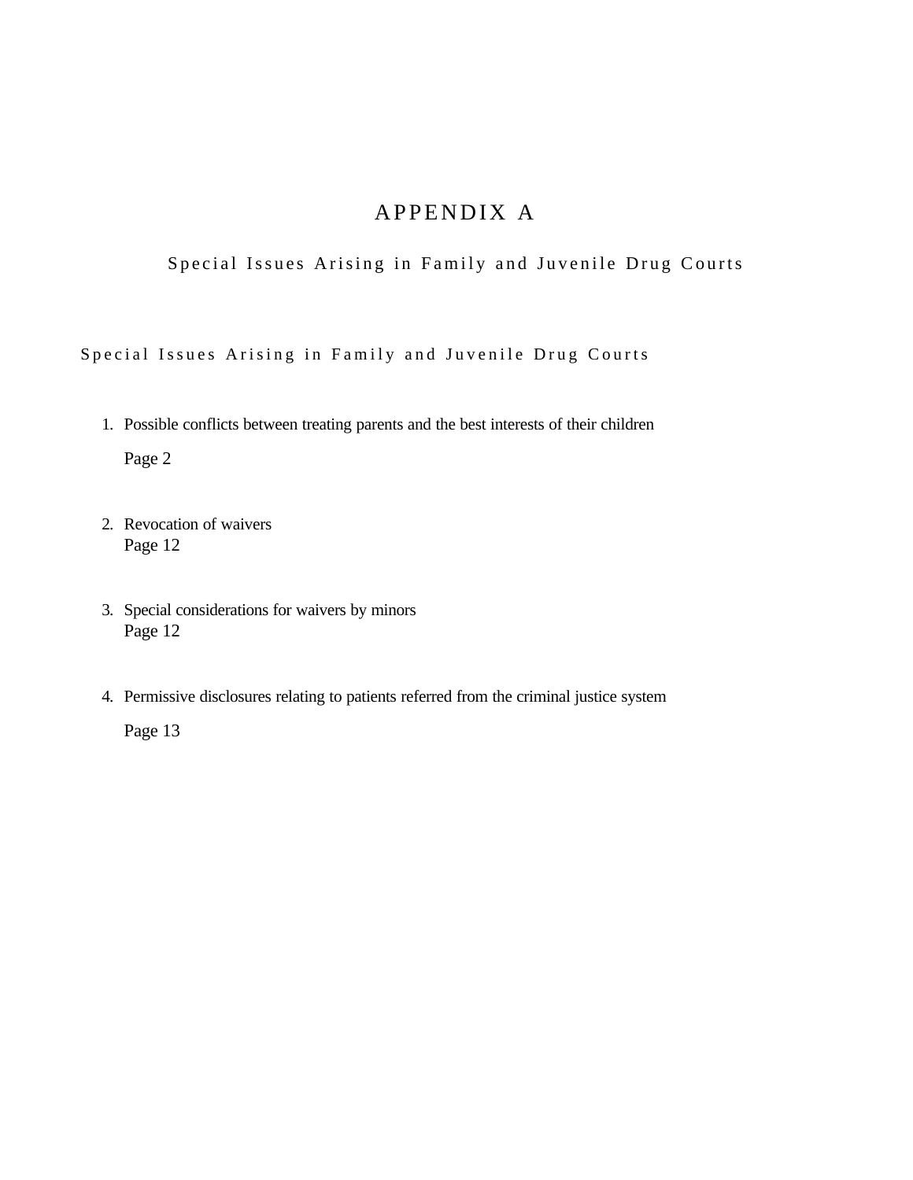# APPENDIX A

## Special Issues Arising in Family and Juvenile Drug Courts

### Special Issues Arising in Family and Juvenile Drug Courts

1. Possible conflicts between treating parents and the best interests of their children

   Page 2

2. Revocation of waivers
   Page 12

3. Special considerations for waivers by minors
   Page 12

4. Permissive disclosures relating to patients referred from the criminal justice system

   Page 13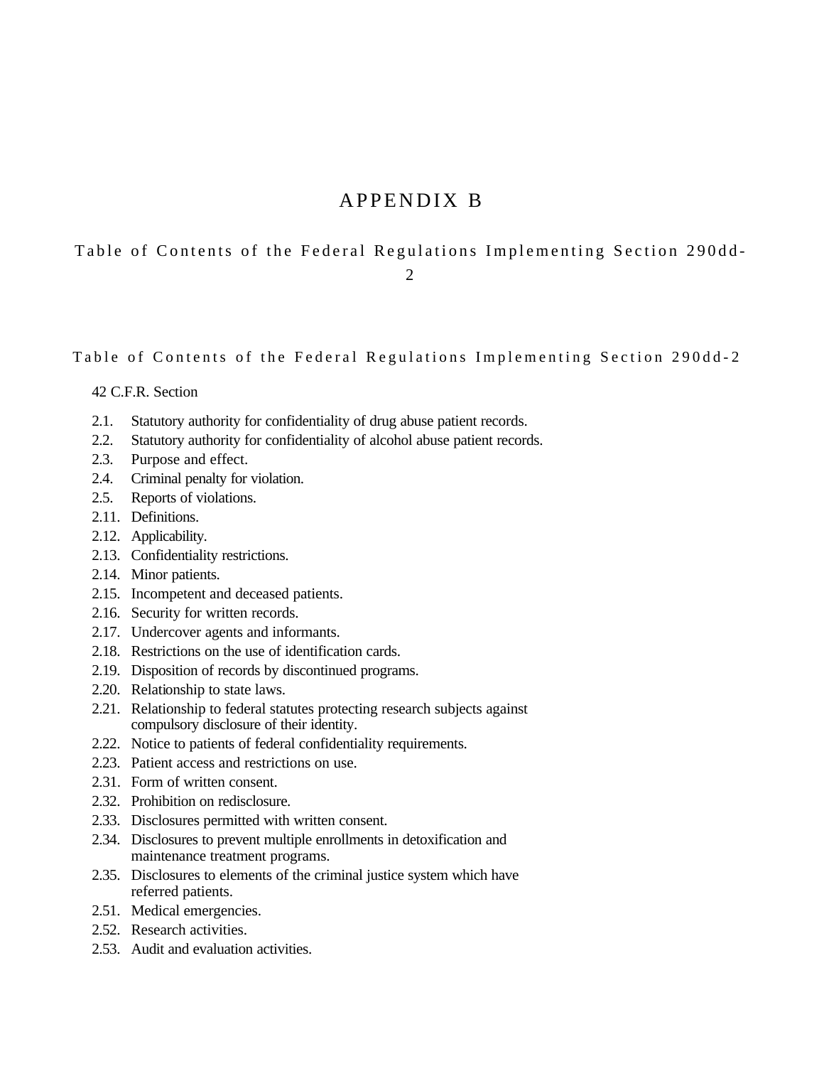# APPENDIX B

## Table of Contents of the Federal Regulations Implementing Section 290dd-2

### Table of Contents of the Federal Regulations Implementing Section 290dd-2

42 C.F.R. Section

2.1. Statutory authority for confidentiality of drug abuse patient records.
2.2. Statutory authority for confidentiality of alcohol abuse patient records.
2.3. Purpose and effect.
2.4. Criminal penalty for violation.
2.5. Reports of violations.
2.11. Definitions.
2.12. Applicability.
2.13. Confidentiality restrictions.
2.14. Minor patients.
2.15. Incompetent and deceased patients.
2.16. Security for written records.
2.17. Undercover agents and informants.
2.18. Restrictions on the use of identification cards.
2.19. Disposition of records by discontinued programs.
2.20. Relationship to state laws.
2.21. Relationship to federal statutes protecting research subjects against compulsory disclosure of their identity.
2.22. Notice to patients of federal confidentiality requirements.
2.23. Patient access and restrictions on use.
2.31. Form of written consent.
2.32. Prohibition on redisclosure.
2.33. Disclosures permitted with written consent.
2.34. Disclosures to prevent multiple enrollments in detoxification and maintenance treatment programs.
2.35. Disclosures to elements of the criminal justice system which have referred patients.
2.51. Medical emergencies.
2.52. Research activities.
2.53. Audit and evaluation activities.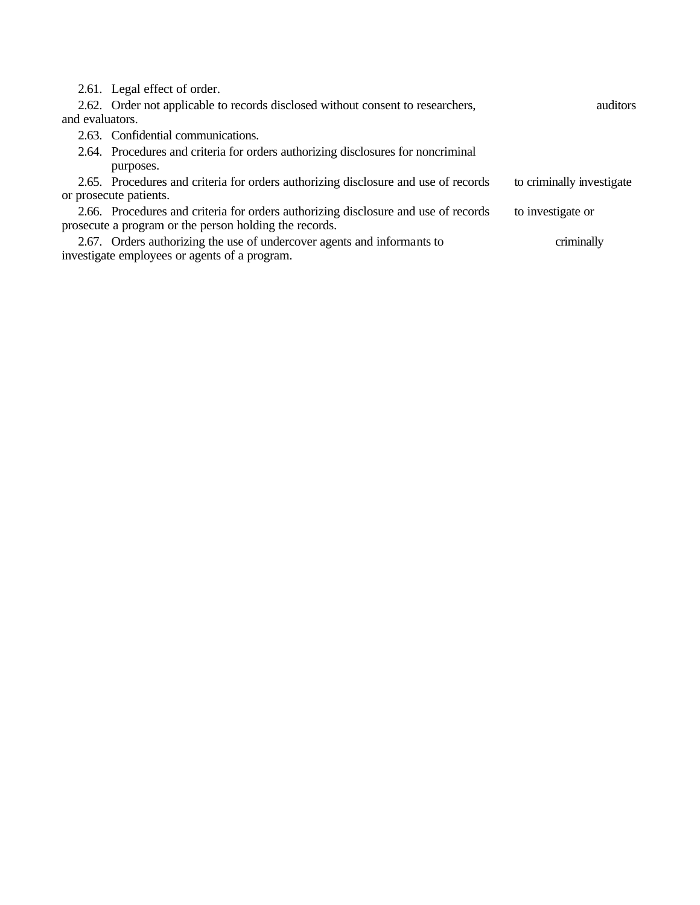2.61. Legal effect of order.

2.62. Order not applicable to records disclosed without consent to researchers, auditors and evaluators.

2.63. Confidential communications.

2.64. Procedures and criteria for orders authorizing disclosures for noncriminal purposes.

2.65. Procedures and criteria for orders authorizing disclosure and use of records to criminally investigate or prosecute patients.

2.66. Procedures and criteria for orders authorizing disclosure and use of records to investigate or prosecute a program or the person holding the records.

2.67. Orders authorizing the use of undercover agents and informants to criminally investigate employees or agents of a program.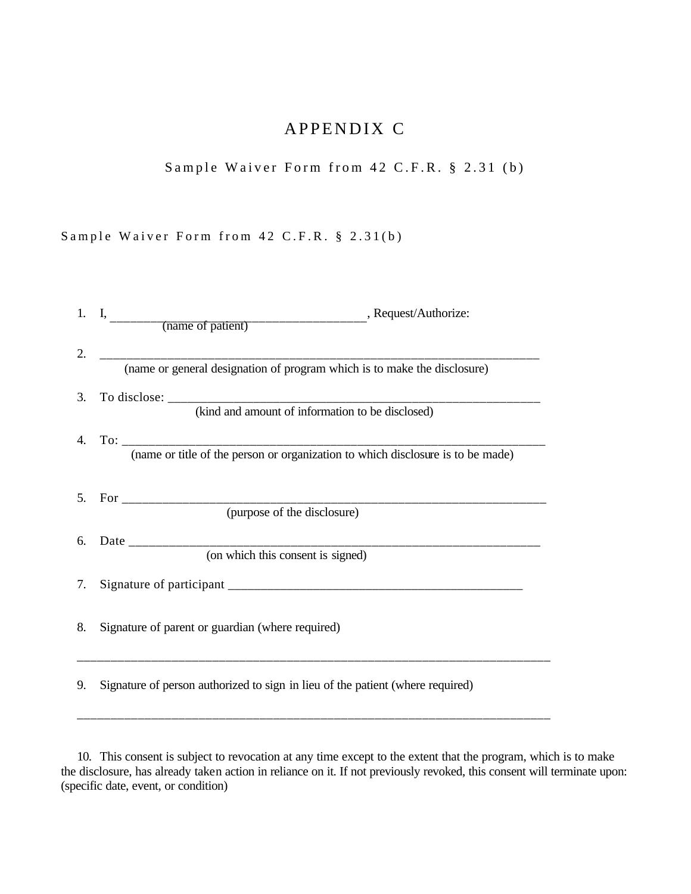# APPENDIX C

## Sample Waiver Form from 42 C.F.R. § 2.31 (b)

Sample Waiver Form from 42 C.F.R. § 2.31(b)

1. I, ________________________________________, Request/Authorize:
   (name of patient)

2. ______________________________________________________________________
   (name or general designation of program which is to make the disclosure)

3. To disclose: __________________________________________________________
   (kind and amount of information to be disclosed)

4. To: _________________________________________________________________
   (name or title of the person or organization to which disclosure is to be made)

5. For _________________________________________________________________
   (purpose of the disclosure)

6. Date ________________________________________________________________
   (on which this consent is signed)

7. Signature of participant ____________________________________________

8. Signature of parent or guardian (where required)

   ________________________________________________________________________

9. Signature of person authorized to sign in lieu of the patient (where required)

   ________________________________________________________________________

10. This consent is subject to revocation at any time except to the extent that the program, which is to make the disclosure, has already taken action in reliance on it. If not previously revoked, this consent will terminate upon: (specific date, event, or condition)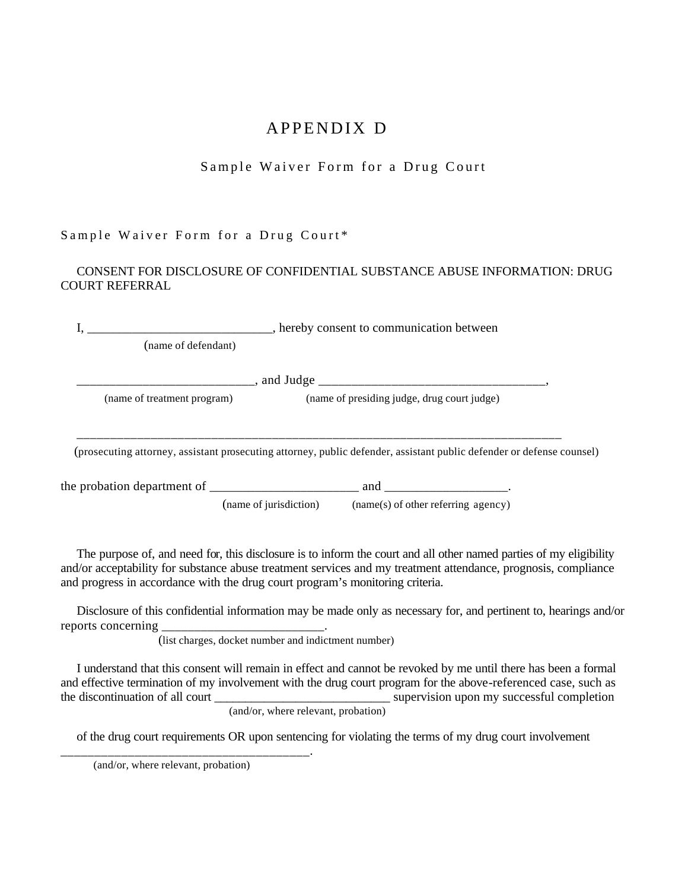# APPENDIX D

## Sample Waiver Form for a Drug Court

Sample Waiver Form for a Drug Court*

CONSENT FOR DISCLOSURE OF CONFIDENTIAL SUBSTANCE ABUSE INFORMATION: DRUG COURT REFERRAL

I, ____________________________, hereby consent to communication between
(name of defendant)

___________________________, and Judge __________________________________,
(name of treatment program) (name of presiding judge, drug court judge)

______________________________________________________________________________
(prosecuting attorney, assistant prosecuting attorney, public defender, assistant public defender or defense counsel)

the probation department of ______________________ and __________________.
(name of jurisdiction) (name(s) of other referring agency)

The purpose of, and need for, this disclosure is to inform the court and all other named parties of my eligibility and/or acceptability for substance abuse treatment services and my treatment attendance, prognosis, compliance and progress in accordance with the drug court program's monitoring criteria.

Disclosure of this confidential information may be made only as necessary for, and pertinent to, hearings and/or reports concerning ________________________.
(list charges, docket number and indictment number)

I understand that this consent will remain in effect and cannot be revoked by me until there has been a formal and effective termination of my involvement with the drug court program for the above-referenced case, such as the discontinuation of all court ___________________________ supervision upon my successful completion
(and/or, where relevant, probation)

of the drug court requirements OR upon sentencing for violating the terms of my drug court involvement ______________________________________.
(and/or, where relevant, probation)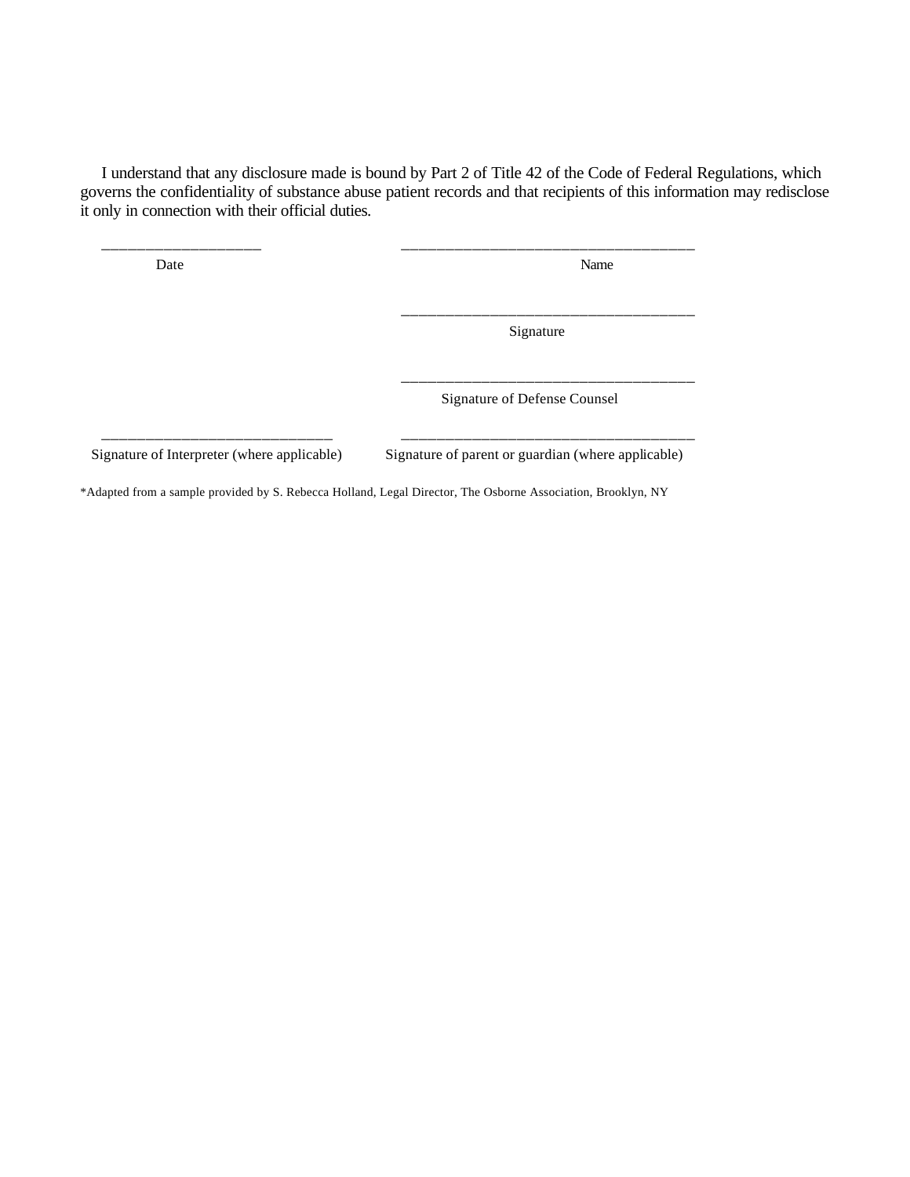I understand that any disclosure made is bound by Part 2 of Title 42 of the Code of Federal Regulations, which governs the confidentiality of substance abuse patient records and that recipients of this information may redisclose it only in connection with their official duties.

| | |
|---|---|
| ____________________<br>Date | ______________________________________<br>Name |
| | ______________________________________<br>Signature |
| | ______________________________________<br>Signature of Defense Counsel |
| ______________________________<br>Signature of Interpreter (where applicable) | ______________________________________<br>Signature of parent or guardian (where applicable) |

*Adapted from a sample provided by S. Rebecca Holland, Legal Director, The Osborne Association, Brooklyn, NY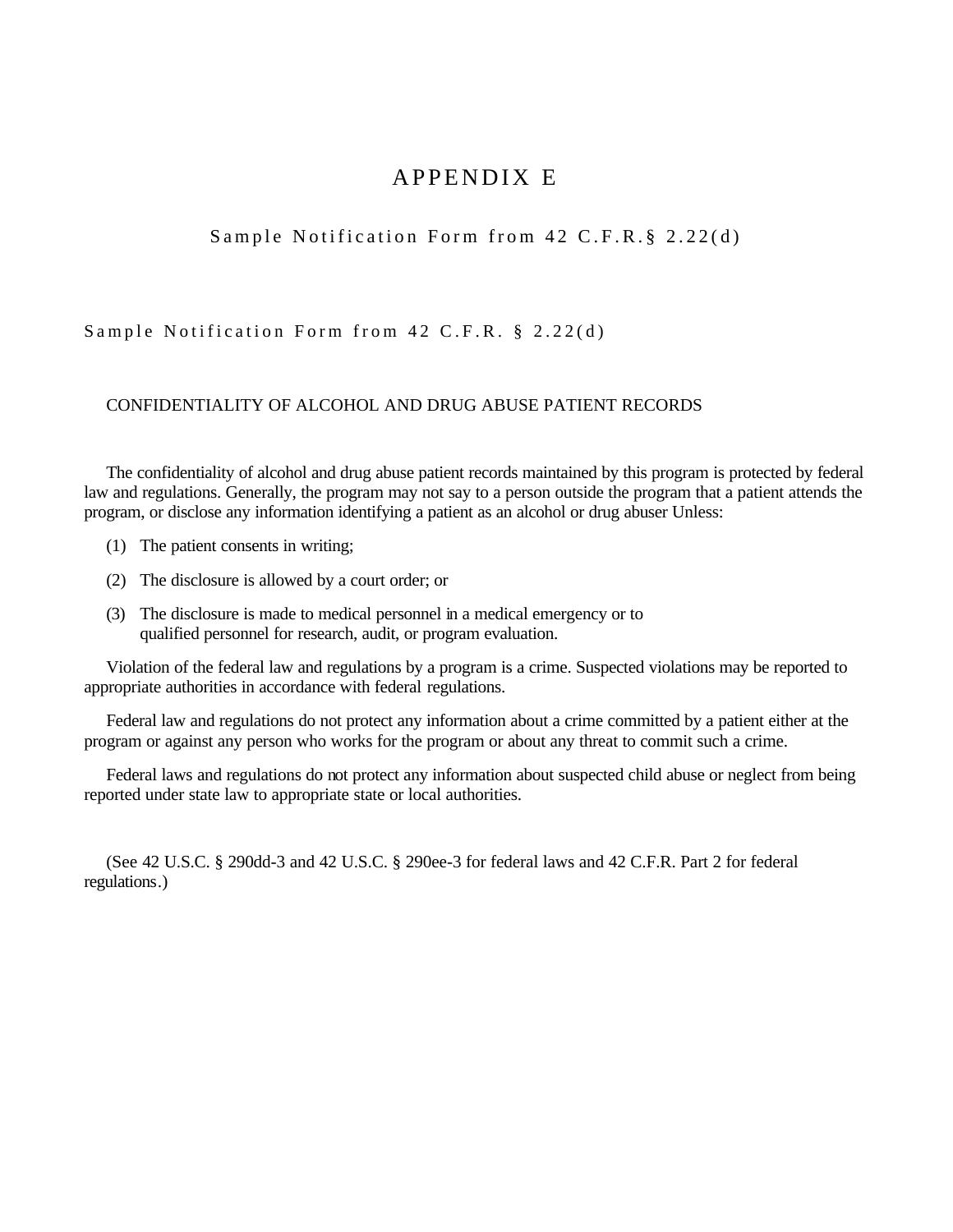# APPENDIX E

## Sample Notification Form from 42 C.F.R.§ 2.22(d)

### Sample Notification Form from 42 C.F.R. § 2.22(d)

CONFIDENTIALITY OF ALCOHOL AND DRUG ABUSE PATIENT RECORDS

The confidentiality of alcohol and drug abuse patient records maintained by this program is protected by federal law and regulations. Generally, the program may not say to a person outside the program that a patient attends the program, or disclose any information identifying a patient as an alcohol or drug abuser Unless:

(1) The patient consents in writing;

(2) The disclosure is allowed by a court order; or

(3) The disclosure is made to medical personnel in a medical emergency or to qualified personnel for research, audit, or program evaluation.

Violation of the federal law and regulations by a program is a crime. Suspected violations may be reported to appropriate authorities in accordance with federal regulations.

Federal law and regulations do not protect any information about a crime committed by a patient either at the program or against any person who works for the program or about any threat to commit such a crime.

Federal laws and regulations do not protect any information about suspected child abuse or neglect from being reported under state law to appropriate state or local authorities.

(See 42 U.S.C. § 290dd-3 and 42 U.S.C. § 290ee-3 for federal laws and 42 C.F.R. Part 2 for federal regulations.)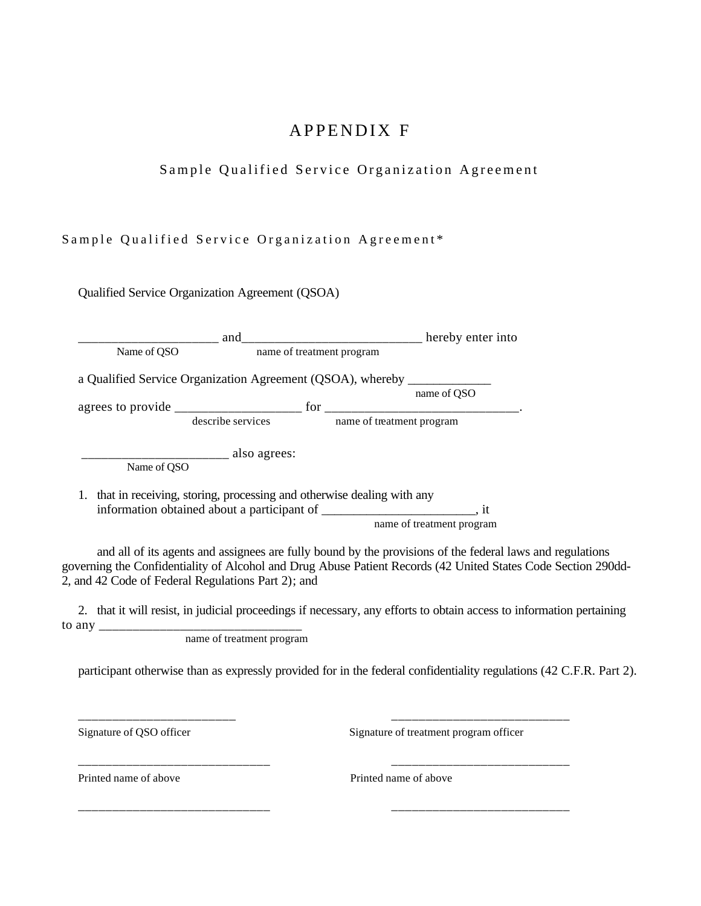# APPENDIX F

## Sample Qualified Service Organization Agreement

### Sample Qualified Service Organization Agreement*

Qualified Service Organization Agreement (QSOA)

_____________________ and__________________________ hereby enter into
Name of QSO name of treatment program

a Qualified Service Organization Agreement (QSOA), whereby _____________
name of QSO
agrees to provide ___________________ for ______________________________.
describe services name of treatment program

______________________ also agrees:
Name of QSO

1. that in receiving, storing, processing and otherwise dealing with any information obtained about a participant of ________________________, it
name of treatment program

and all of its agents and assignees are fully bound by the provisions of the federal laws and regulations governing the Confidentiality of Alcohol and Drug Abuse Patient Records (42 United States Code Section 290dd-2, and 42 Code of Federal Regulations Part 2); and

2. that it will resist, in judicial proceedings if necessary, any efforts to obtain access to information pertaining to any ______________________________
name of treatment program

participant otherwise than as expressly provided for in the federal confidentiality regulations (42 C.F.R. Part 2).

________________________ ___________________________
Signature of QSO officer Signature of treatment program officer

_____________________________ ___________________________
Printed name of above Printed name of above

_____________________________ ___________________________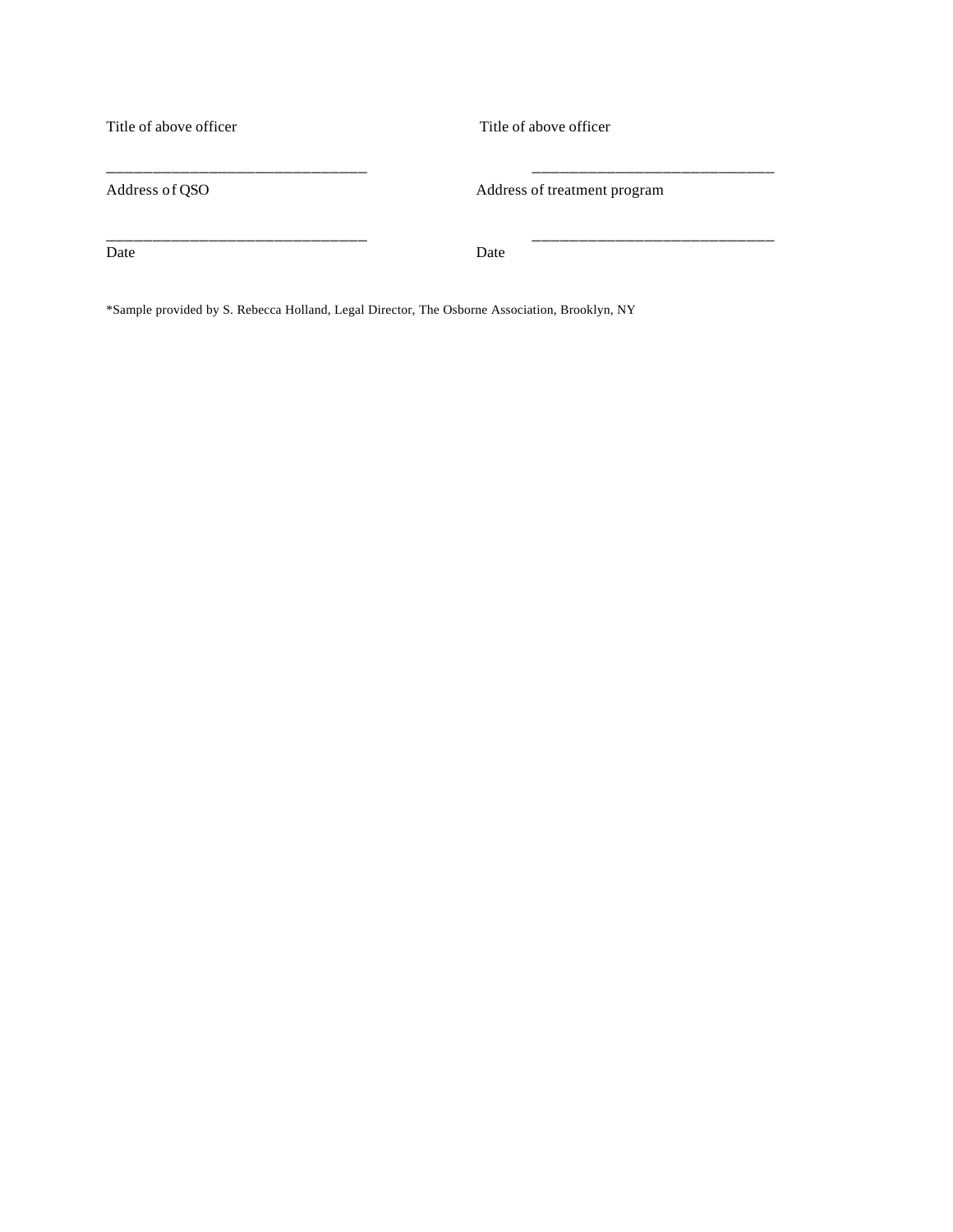| | |
|---|---|
| Title of above officer | Title of above officer |
| _______________________________ | _______________________________ |
| Address of QSO | Address of treatment program |
| _______________________________ | _______________________________ |
| Date | Date |

*Sample provided by S. Rebecca Holland, Legal Director, The Osborne Association, Brooklyn, NY